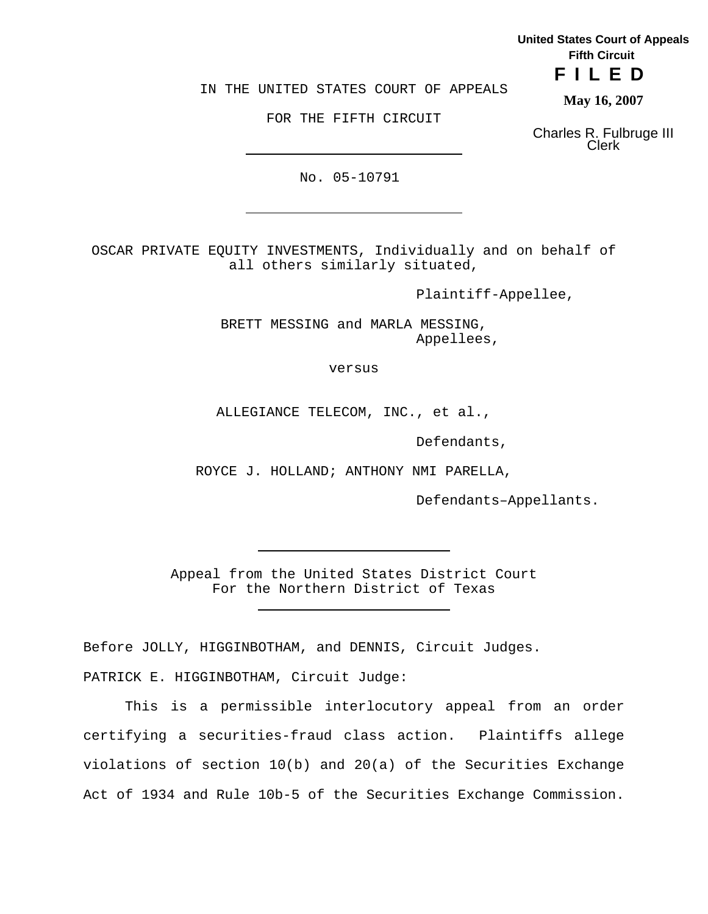United States Court of Appeals
Fifth Circuit

**F I L E D**

**May 16, 2007**

Charles R. Fulbruge III
Clerk

IN THE UNITED STATES COURT OF APPEALS

FOR THE FIFTH CIRCUIT

---

No. 05-10791

---

OSCAR PRIVATE EQUITY INVESTMENTS, Individually and on behalf of all others similarly situated,

Plaintiff-Appellee,

BRETT MESSING and MARLA MESSING,
Appellees,

versus

ALLEGIANCE TELECOM, INC., et al.,

Defendants,

ROYCE J. HOLLAND; ANTHONY NMI PARELLA,

Defendants–Appellants.

---

Appeal from the United States District Court
For the Northern District of Texas

---

Before JOLLY, HIGGINBOTHAM, and DENNIS, Circuit Judges.

PATRICK E. HIGGINBOTHAM, Circuit Judge:

This is a permissible interlocutory appeal from an order certifying a securities-fraud class action. Plaintiffs allege violations of section 10(b) and 20(a) of the Securities Exchange Act of 1934 and Rule 10b-5 of the Securities Exchange Commission.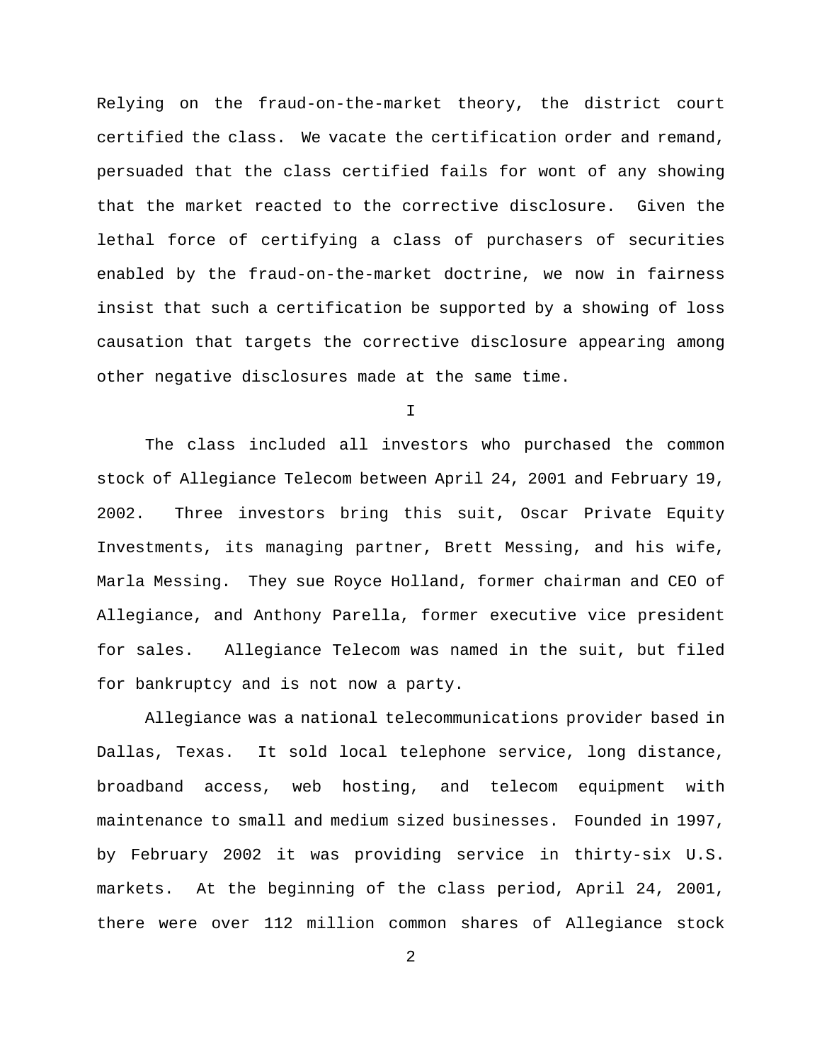Relying on the fraud-on-the-market theory, the district court certified the class. We vacate the certification order and remand, persuaded that the class certified fails for wont of any showing that the market reacted to the corrective disclosure. Given the lethal force of certifying a class of purchasers of securities enabled by the fraud-on-the-market doctrine, we now in fairness insist that such a certification be supported by a showing of loss causation that targets the corrective disclosure appearing among other negative disclosures made at the same time.

## I

The class included all investors who purchased the common stock of Allegiance Telecom between April 24, 2001 and February 19, 2002. Three investors bring this suit, Oscar Private Equity Investments, its managing partner, Brett Messing, and his wife, Marla Messing. They sue Royce Holland, former chairman and CEO of Allegiance, and Anthony Parella, former executive vice president for sales. Allegiance Telecom was named in the suit, but filed for bankruptcy and is not now a party.

Allegiance was a national telecommunications provider based in Dallas, Texas. It sold local telephone service, long distance, broadband access, web hosting, and telecom equipment with maintenance to small and medium sized businesses. Founded in 1997, by February 2002 it was providing service in thirty-six U.S. markets. At the beginning of the class period, April 24, 2001, there were over 112 million common shares of Allegiance stock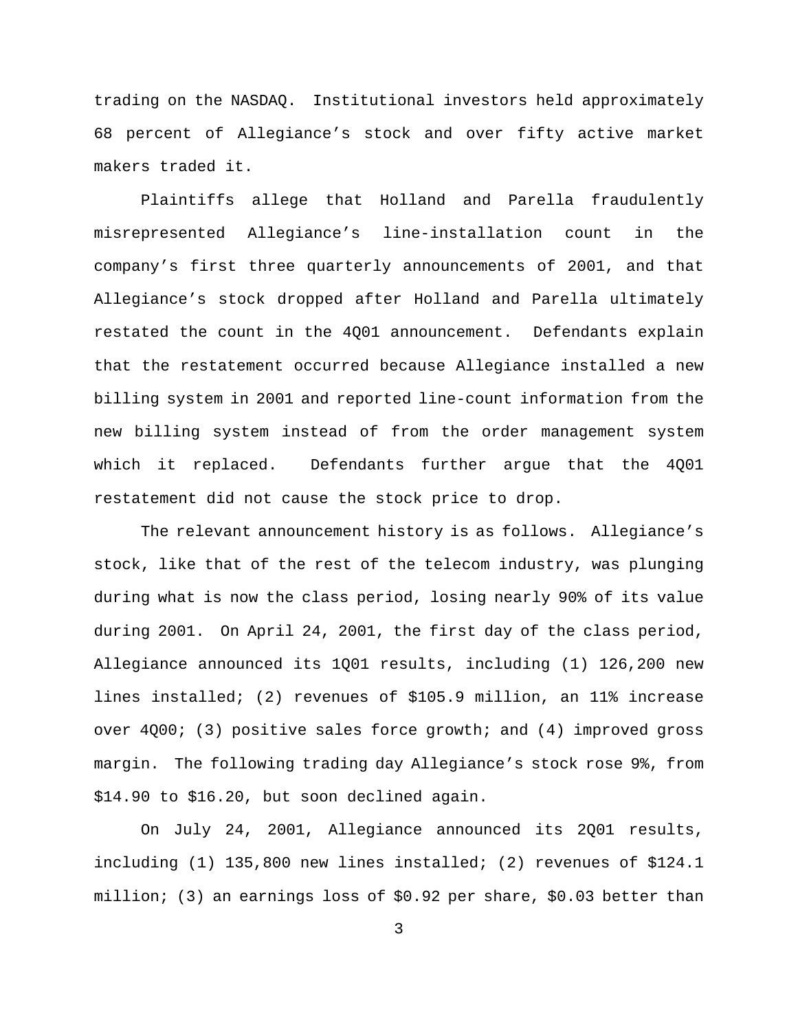trading on the NASDAQ. Institutional investors held approximately 68 percent of Allegiance's stock and over fifty active market makers traded it.

Plaintiffs allege that Holland and Parella fraudulently misrepresented Allegiance's line-installation count in the company's first three quarterly announcements of 2001, and that Allegiance's stock dropped after Holland and Parella ultimately restated the count in the 4Q01 announcement. Defendants explain that the restatement occurred because Allegiance installed a new billing system in 2001 and reported line-count information from the new billing system instead of from the order management system which it replaced. Defendants further argue that the 4Q01 restatement did not cause the stock price to drop.

The relevant announcement history is as follows. Allegiance's stock, like that of the rest of the telecom industry, was plunging during what is now the class period, losing nearly 90% of its value during 2001. On April 24, 2001, the first day of the class period, Allegiance announced its 1Q01 results, including (1) 126,200 new lines installed; (2) revenues of $105.9 million, an 11% increase over 4Q00; (3) positive sales force growth; and (4) improved gross margin. The following trading day Allegiance's stock rose 9%, from $14.90 to $16.20, but soon declined again.

On July 24, 2001, Allegiance announced its 2Q01 results, including (1) 135,800 new lines installed; (2) revenues of $124.1 million; (3) an earnings loss of $0.92 per share, $0.03 better than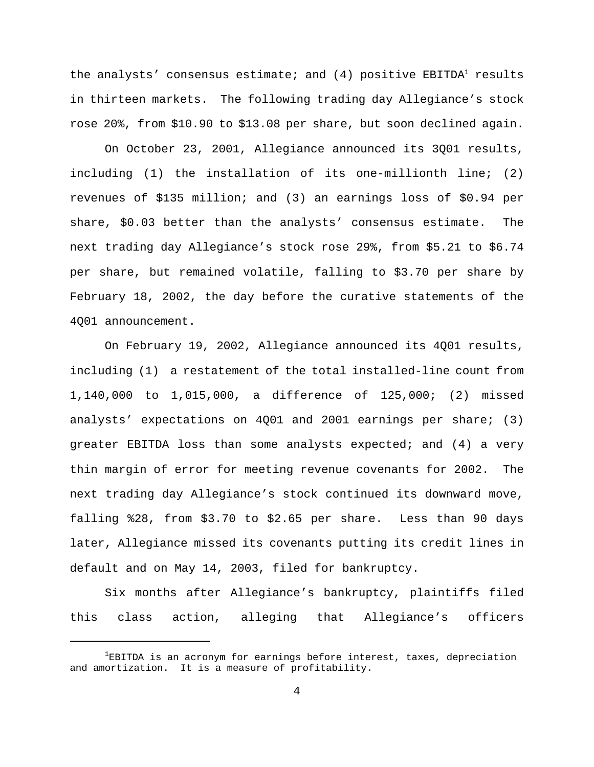the analysts' consensus estimate; and (4) positive EBITDA[1] results in thirteen markets. The following trading day Allegiance's stock rose 20%, from $10.90 to $13.08 per share, but soon declined again.

On October 23, 2001, Allegiance announced its 3Q01 results, including (1) the installation of its one-millionth line; (2) revenues of $135 million; and (3) an earnings loss of $0.94 per share, $0.03 better than the analysts' consensus estimate. The next trading day Allegiance's stock rose 29%, from $5.21 to $6.74 per share, but remained volatile, falling to $3.70 per share by February 18, 2002, the day before the curative statements of the 4Q01 announcement.

On February 19, 2002, Allegiance announced its 4Q01 results, including (1) a restatement of the total installed-line count from 1,140,000 to 1,015,000, a difference of 125,000; (2) missed analysts' expectations on 4Q01 and 2001 earnings per share; (3) greater EBITDA loss than some analysts expected; and (4) a very thin margin of error for meeting revenue covenants for 2002. The next trading day Allegiance's stock continued its downward move, falling %28, from $3.70 to $2.65 per share. Less than 90 days later, Allegiance missed its covenants putting its credit lines in default and on May 14, 2003, filed for bankruptcy.

Six months after Allegiance's bankruptcy, plaintiffs filed this class action, alleging that Allegiance's officers

---

[1] EBITDA is an acronym for earnings before interest, taxes, depreciation and amortization. It is a measure of profitability.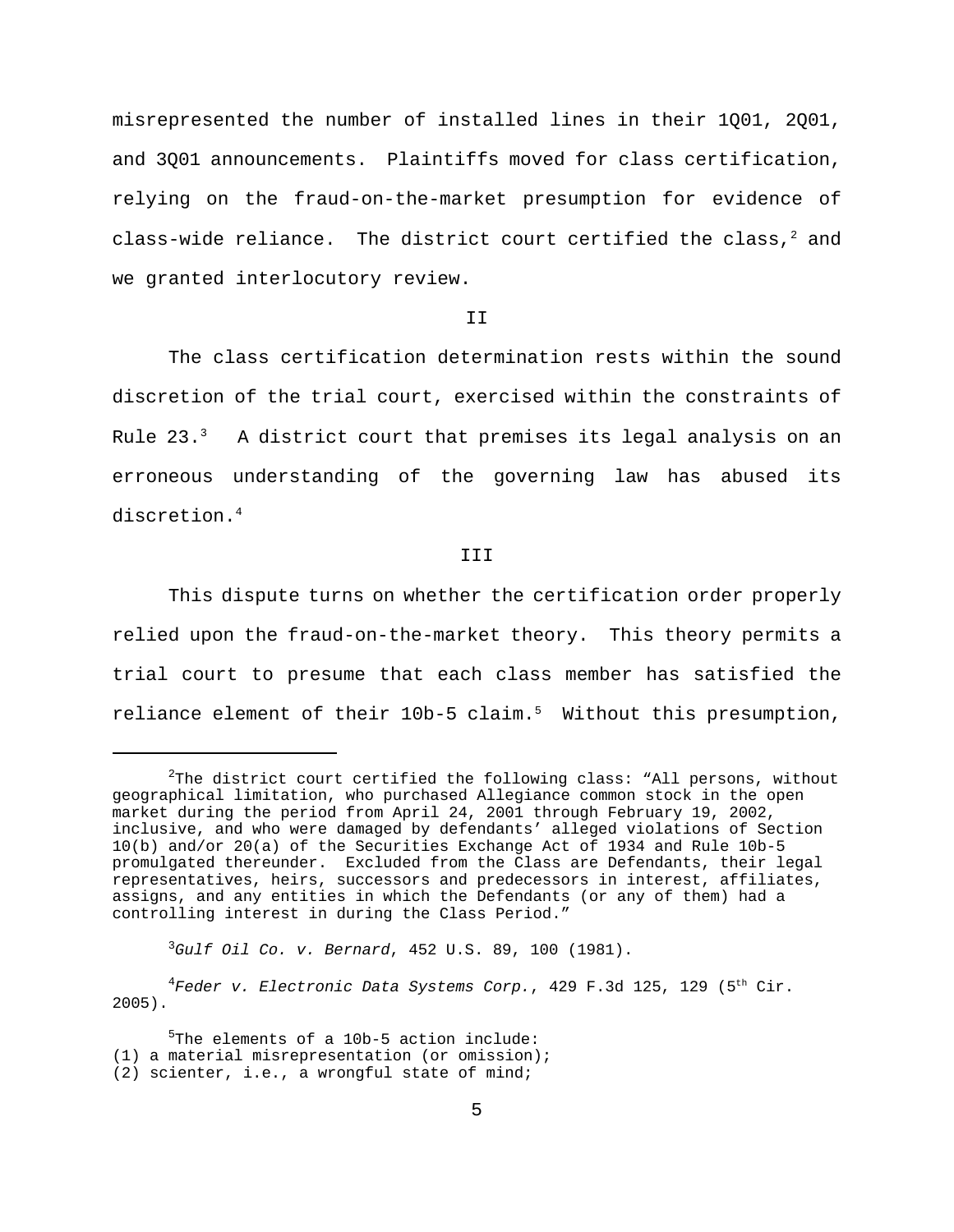misrepresented the number of installed lines in their 1Q01, 2Q01, and 3Q01 announcements. Plaintiffs moved for class certification, relying on the fraud-on-the-market presumption for evidence of class-wide reliance. The district court certified the class,[2] and we granted interlocutory review.

## II

The class certification determination rests within the sound discretion of the trial court, exercised within the constraints of Rule 23.[3] A district court that premises its legal analysis on an erroneous understanding of the governing law has abused its discretion.[4]

## III

This dispute turns on whether the certification order properly relied upon the fraud-on-the-market theory. This theory permits a trial court to presume that each class member has satisfied the reliance element of their 10b-5 claim.[5] Without this presumption,

---

[2]The district court certified the following class: "All persons, without geographical limitation, who purchased Allegiance common stock in the open market during the period from April 24, 2001 through February 19, 2002, inclusive, and who were damaged by defendants' alleged violations of Section 10(b) and/or 20(a) of the Securities Exchange Act of 1934 and Rule 10b-5 promulgated thereunder. Excluded from the Class are Defendants, their legal representatives, heirs, successors and predecessors in interest, affiliates, assigns, and any entities in which the Defendants (or any of them) had a controlling interest in during the Class Period."

[3]*Gulf Oil Co. v. Bernard*, 452 U.S. 89, 100 (1981).

[4]*Feder v. Electronic Data Systems Corp.*, 429 F.3d 125, 129 (5th Cir. 2005).

[5]The elements of a 10b-5 action include:
(1) a material misrepresentation (or omission);
(2) scienter, i.e., a wrongful state of mind;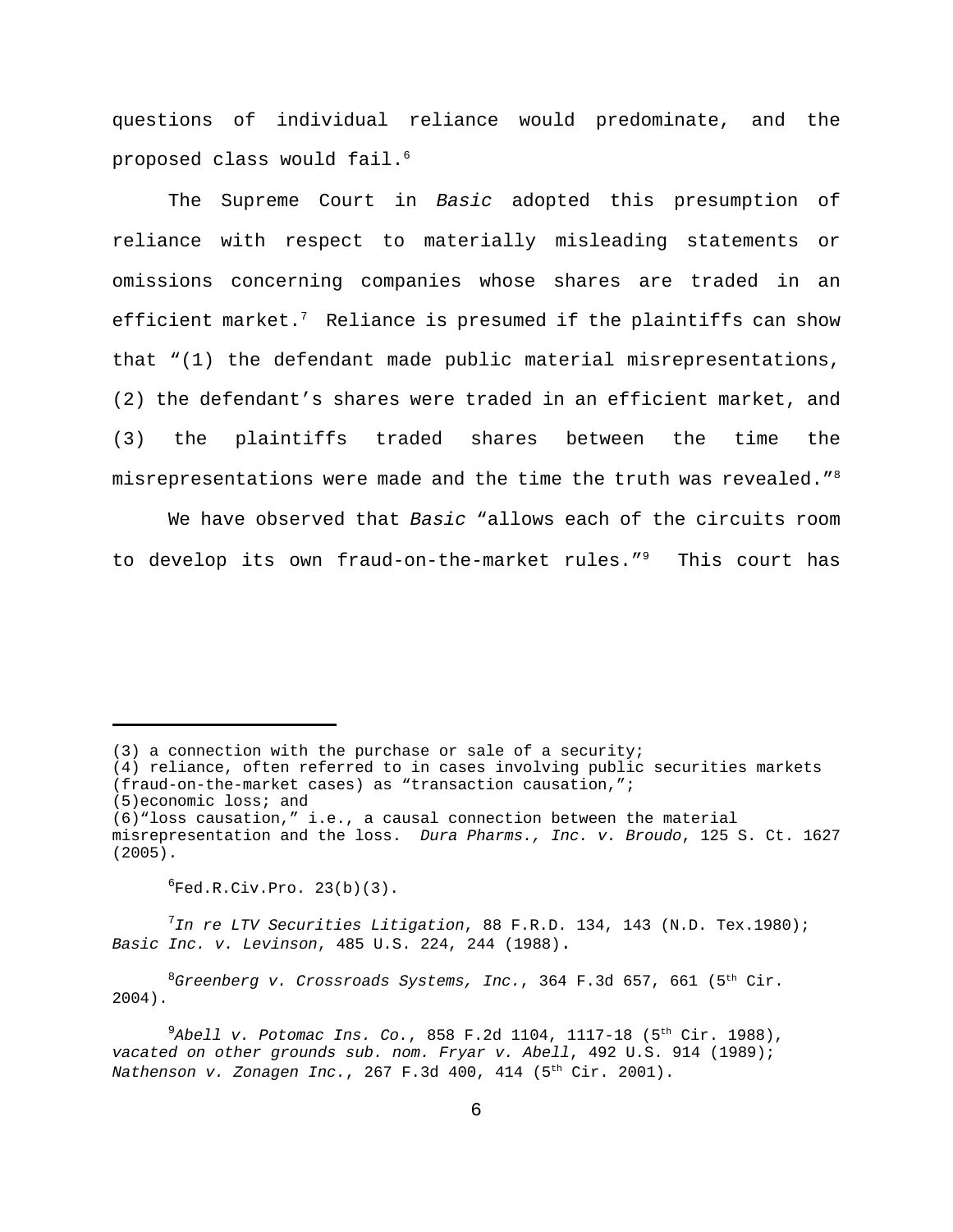questions of individual reliance would predominate, and the proposed class would fail.[6]

The Supreme Court in *Basic* adopted this presumption of reliance with respect to materially misleading statements or omissions concerning companies whose shares are traded in an efficient market.[7] Reliance is presumed if the plaintiffs can show that "(1) the defendant made public material misrepresentations, (2) the defendant's shares were traded in an efficient market, and (3) the plaintiffs traded shares between the time the misrepresentations were made and the time the truth was revealed."[8]

We have observed that *Basic* "allows each of the circuits room to develop its own fraud-on-the-market rules."[9] This court has

---

(3) a connection with the purchase or sale of a security;
(4) reliance, often referred to in cases involving public securities markets (fraud-on-the-market cases) as "transaction causation,";
(5)economic loss; and
(6)"loss causation," i.e., a causal connection between the material misrepresentation and the loss. *Dura Pharms., Inc. v. Broudo*, 125 S. Ct. 1627 (2005).

[6]Fed.R.Civ.Pro. 23(b)(3).

[7]*In re LTV Securities Litigation*, 88 F.R.D. 134, 143 (N.D. Tex.1980); *Basic Inc. v. Levinson*, 485 U.S. 224, 244 (1988).

[8]*Greenberg v. Crossroads Systems, Inc.*, 364 F.3d 657, 661 (5th Cir. 2004).

[9]*Abell v. Potomac Ins. Co.*, 858 F.2d 1104, 1117-18 (5th Cir. 1988), *vacated on other grounds sub. nom. Fryar v. Abell*, 492 U.S. 914 (1989); *Nathenson v. Zonagen Inc.*, 267 F.3d 400, 414 (5th Cir. 2001).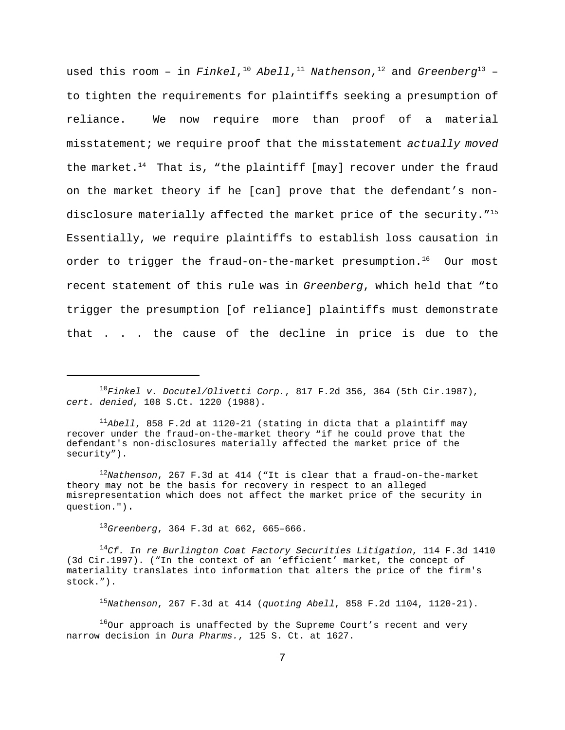used this room – in *Finkel*,[10] *Abell*,[11] *Nathenson*,[12] and *Greenberg*[13] – to tighten the requirements for plaintiffs seeking a presumption of reliance. We now require more than proof of a material misstatement; we require proof that the misstatement *actually moved* the market.[14] That is, "the plaintiff [may] recover under the fraud on the market theory if he [can] prove that the defendant's non-disclosure materially affected the market price of the security."[15] Essentially, we require plaintiffs to establish loss causation in order to trigger the fraud-on-the-market presumption.[16] Our most recent statement of this rule was in *Greenberg*, which held that "to trigger the presumption [of reliance] plaintiffs must demonstrate that . . . the cause of the decline in price is due to the

---

[10] *Finkel v. Docutel/Olivetti Corp.*, 817 F.2d 356, 364 (5th Cir.1987), *cert. denied*, 108 S.Ct. 1220 (1988).

[11] *Abell*, 858 F.2d at 1120-21 (stating in dicta that a plaintiff may recover under the fraud-on-the-market theory "if he could prove that the defendant's non-disclosures materially affected the market price of the security").

[12] *Nathenson*, 267 F.3d at 414 ("It is clear that a fraud-on-the-market theory may not be the basis for recovery in respect to an alleged misrepresentation which does not affect the market price of the security in question.").

[13] *Greenberg*, 364 F.3d at 662, 665–666.

[14] *Cf. In re Burlington Coat Factory Securities Litigation*, 114 F.3d 1410 (3d Cir.1997). ("In the context of an 'efficient' market, the concept of materiality translates into information that alters the price of the firm's stock.").

[15] *Nathenson*, 267 F.3d at 414 (*quoting Abell*, 858 F.2d 1104, 1120-21).

[16] Our approach is unaffected by the Supreme Court's recent and very narrow decision in *Dura Pharms.*, 125 S. Ct. at 1627.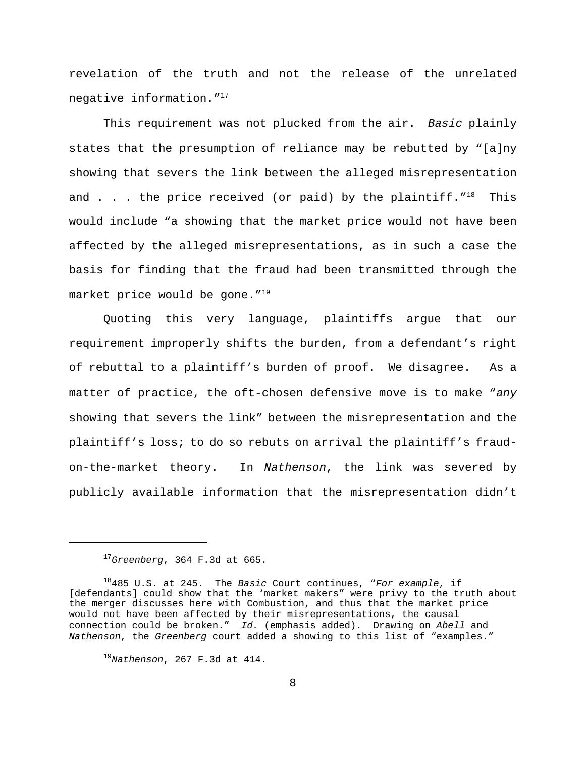revelation of the truth and not the release of the unrelated negative information."[17]

This requirement was not plucked from the air. *Basic* plainly states that the presumption of reliance may be rebutted by "[a]ny showing that severs the link between the alleged misrepresentation and . . . the price received (or paid) by the plaintiff."[18] This would include "a showing that the market price would not have been affected by the alleged misrepresentations, as in such a case the basis for finding that the fraud had been transmitted through the market price would be gone."[19]

Quoting this very language, plaintiffs argue that our requirement improperly shifts the burden, from a defendant's right of rebuttal to a plaintiff's burden of proof. We disagree. As a matter of practice, the oft-chosen defensive move is to make "*any* showing that severs the link" between the misrepresentation and the plaintiff's loss; to do so rebuts on arrival the plaintiff's fraud-on-the-market theory. In *Nathenson*, the link was severed by publicly available information that the misrepresentation didn't

---

[17] *Greenberg*, 364 F.3d at 665.

[18] 485 U.S. at 245. The *Basic* Court continues, "*For example*, if [defendants] could show that the 'market makers" were privy to the truth about the merger discusses here with Combustion, and thus that the market price would not have been affected by their misrepresentations, the causal connection could be broken." *Id.* (emphasis added). Drawing on *Abell* and *Nathenson*, the *Greenberg* court added a showing to this list of "examples."

[19] *Nathenson*, 267 F.3d at 414.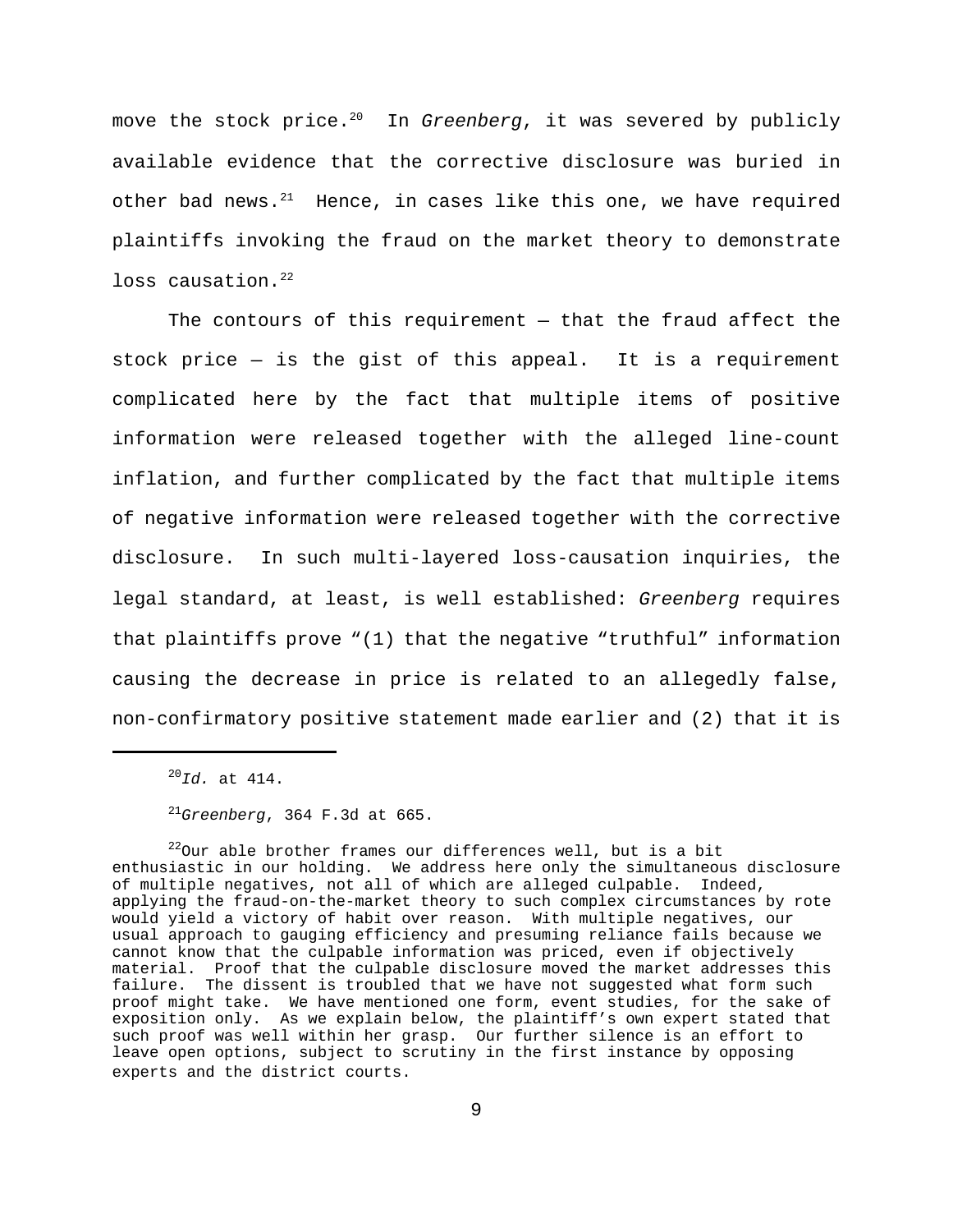move the stock price.[20] In *Greenberg*, it was severed by publicly available evidence that the corrective disclosure was buried in other bad news.[21] Hence, in cases like this one, we have required plaintiffs invoking the fraud on the market theory to demonstrate loss causation.[22]

The contours of this requirement — that the fraud affect the stock price — is the gist of this appeal. It is a requirement complicated here by the fact that multiple items of positive information were released together with the alleged line-count inflation, and further complicated by the fact that multiple items of negative information were released together with the corrective disclosure. In such multi-layered loss-causation inquiries, the legal standard, at least, is well established: *Greenberg* requires that plaintiffs prove "(1) that the negative "truthful" information causing the decrease in price is related to an allegedly false, non-confirmatory positive statement made earlier and (2) that it is

---

[20] *Id.* at 414.

[21] *Greenberg*, 364 F.3d at 665.

[22] Our able brother frames our differences well, but is a bit enthusiastic in our holding. We address here only the simultaneous disclosure of multiple negatives, not all of which are alleged culpable. Indeed, applying the fraud-on-the-market theory to such complex circumstances by rote would yield a victory of habit over reason. With multiple negatives, our usual approach to gauging efficiency and presuming reliance fails because we cannot know that the culpable information was priced, even if objectively material. Proof that the culpable disclosure moved the market addresses this failure. The dissent is troubled that we have not suggested what form such proof might take. We have mentioned one form, event studies, for the sake of exposition only. As we explain below, the plaintiff's own expert stated that such proof was well within her grasp. Our further silence is an effort to leave open options, subject to scrutiny in the first instance by opposing experts and the district courts.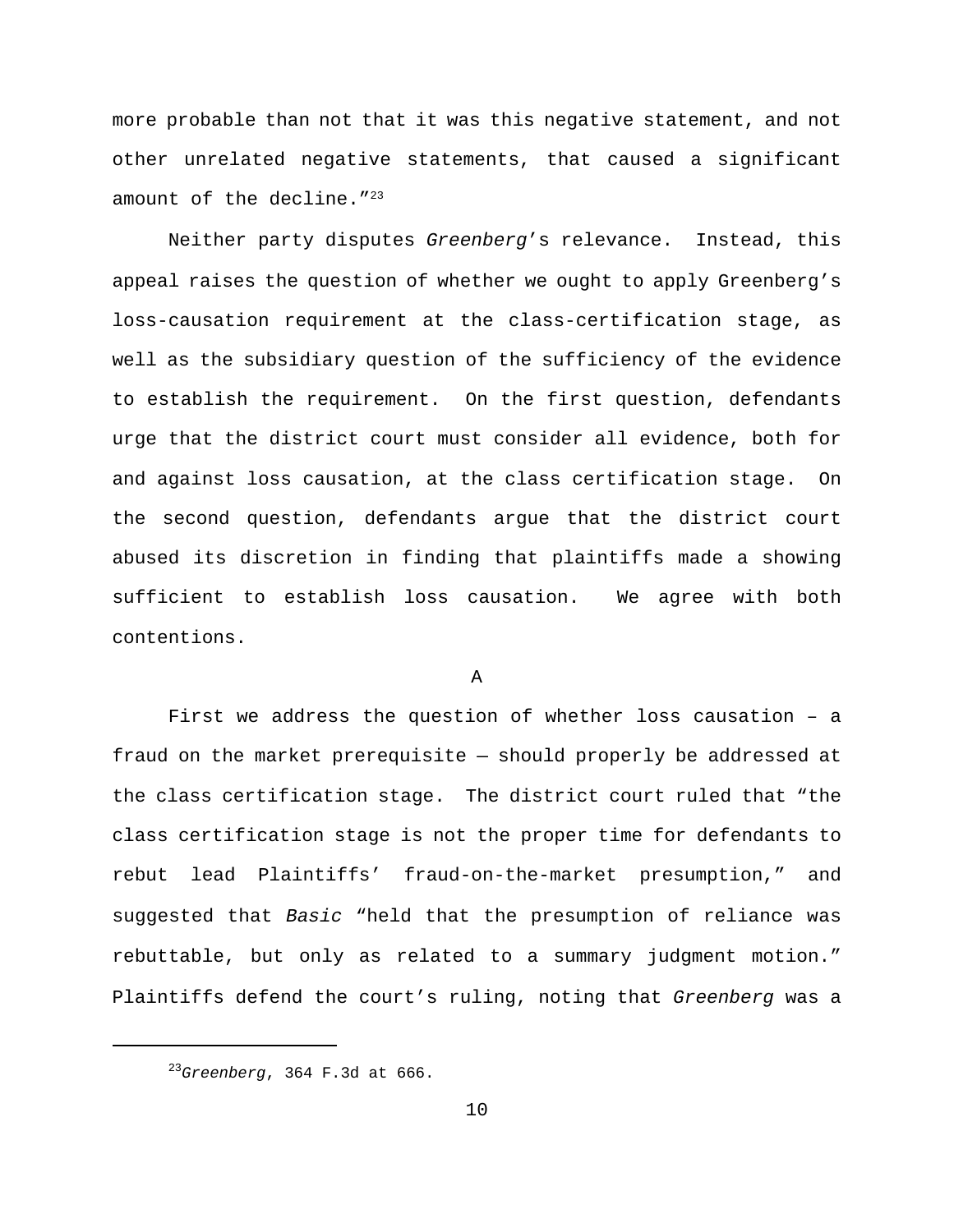more probable than not that it was this negative statement, and not other unrelated negative statements, that caused a significant amount of the decline."[23]

Neither party disputes *Greenberg*'s relevance. Instead, this appeal raises the question of whether we ought to apply Greenberg's loss-causation requirement at the class-certification stage, as well as the subsidiary question of the sufficiency of the evidence to establish the requirement. On the first question, defendants urge that the district court must consider all evidence, both for and against loss causation, at the class certification stage. On the second question, defendants argue that the district court abused its discretion in finding that plaintiffs made a showing sufficient to establish loss causation. We agree with both contentions.

### A

First we address the question of whether loss causation – a fraud on the market prerequisite — should properly be addressed at the class certification stage. The district court ruled that "the class certification stage is not the proper time for defendants to rebut lead Plaintiffs' fraud-on-the-market presumption," and suggested that *Basic* "held that the presumption of reliance was rebuttable, but only as related to a summary judgment motion." Plaintiffs defend the court's ruling, noting that *Greenberg* was a

---

[23]*Greenberg*, 364 F.3d at 666.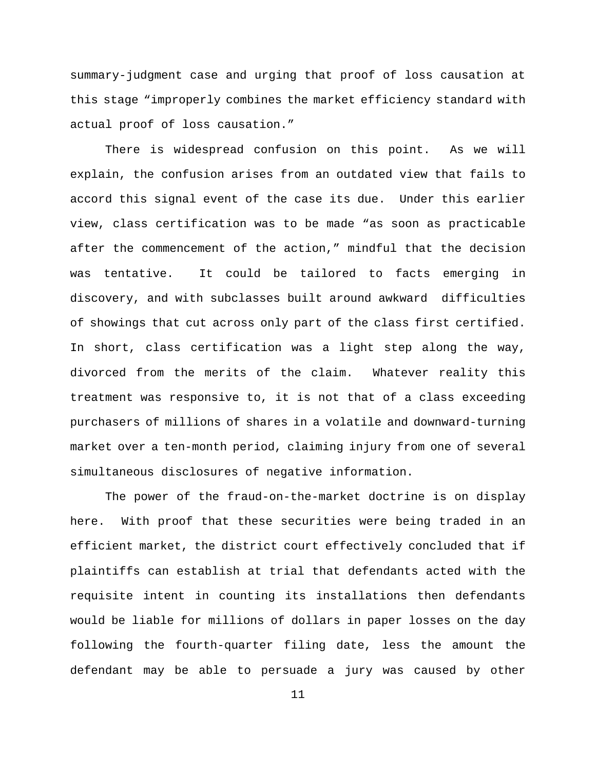summary-judgment case and urging that proof of loss causation at this stage "improperly combines the market efficiency standard with actual proof of loss causation."

There is widespread confusion on this point. As we will explain, the confusion arises from an outdated view that fails to accord this signal event of the case its due. Under this earlier view, class certification was to be made "as soon as practicable after the commencement of the action," mindful that the decision was tentative. It could be tailored to facts emerging in discovery, and with subclasses built around awkward difficulties of showings that cut across only part of the class first certified. In short, class certification was a light step along the way, divorced from the merits of the claim. Whatever reality this treatment was responsive to, it is not that of a class exceeding purchasers of millions of shares in a volatile and downward-turning market over a ten-month period, claiming injury from one of several simultaneous disclosures of negative information.

The power of the fraud-on-the-market doctrine is on display here. With proof that these securities were being traded in an efficient market, the district court effectively concluded that if plaintiffs can establish at trial that defendants acted with the requisite intent in counting its installations then defendants would be liable for millions of dollars in paper losses on the day following the fourth-quarter filing date, less the amount the defendant may be able to persuade a jury was caused by other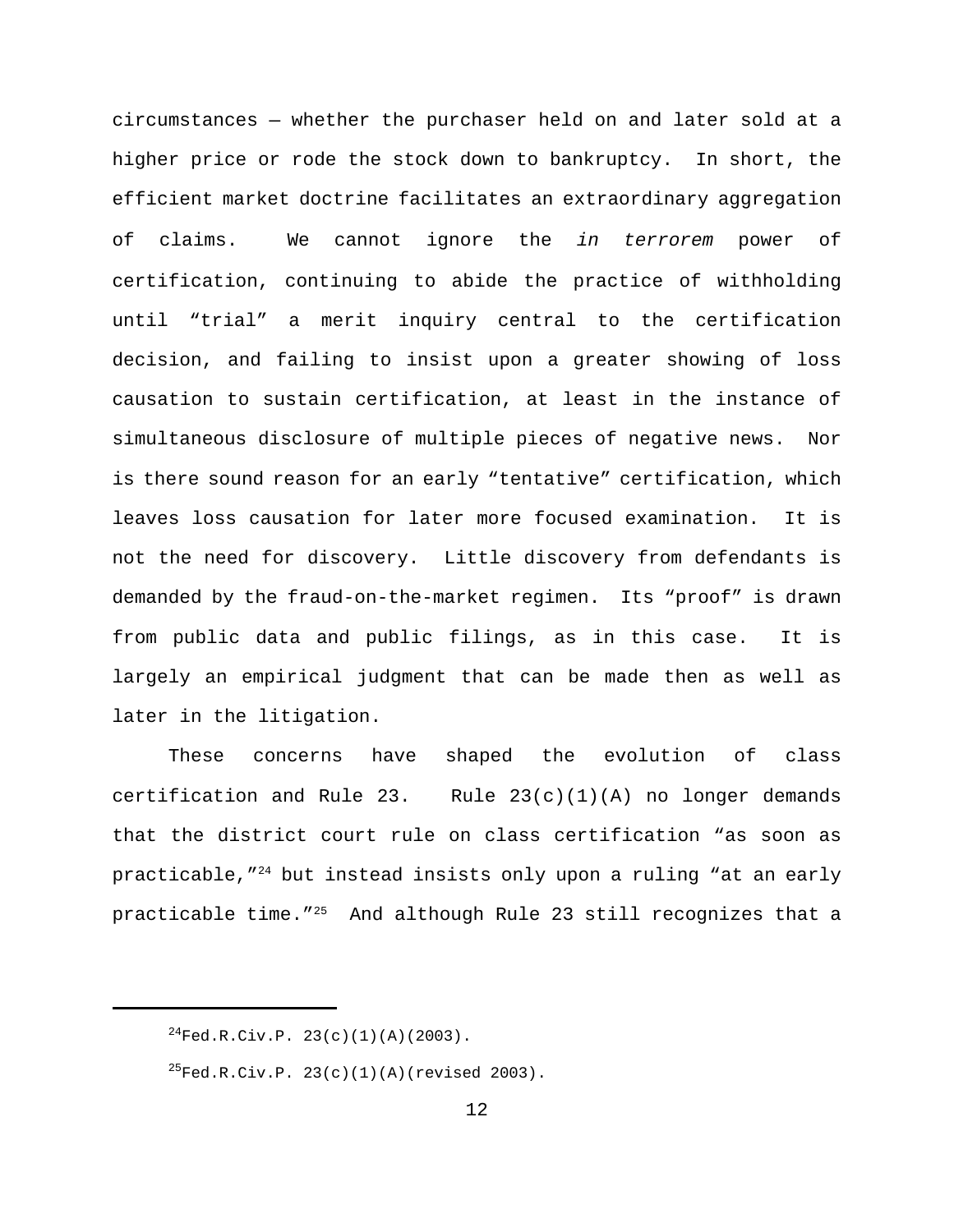circumstances — whether the purchaser held on and later sold at a higher price or rode the stock down to bankruptcy. In short, the efficient market doctrine facilitates an extraordinary aggregation of claims. We cannot ignore the *in terrorem* power of certification, continuing to abide the practice of withholding until "trial" a merit inquiry central to the certification decision, and failing to insist upon a greater showing of loss causation to sustain certification, at least in the instance of simultaneous disclosure of multiple pieces of negative news. Nor is there sound reason for an early "tentative" certification, which leaves loss causation for later more focused examination. It is not the need for discovery. Little discovery from defendants is demanded by the fraud-on-the-market regimen. Its "proof" is drawn from public data and public filings, as in this case. It is largely an empirical judgment that can be made then as well as later in the litigation.

These concerns have shaped the evolution of class certification and Rule 23. Rule 23(c)(1)(A) no longer demands that the district court rule on class certification "as soon as practicable,"[24] but instead insists only upon a ruling "at an early practicable time."[25] And although Rule 23 still recognizes that a

---

[24]Fed.R.Civ.P. 23(c)(1)(A)(2003).

[25]Fed.R.Civ.P. 23(c)(1)(A)(revised 2003).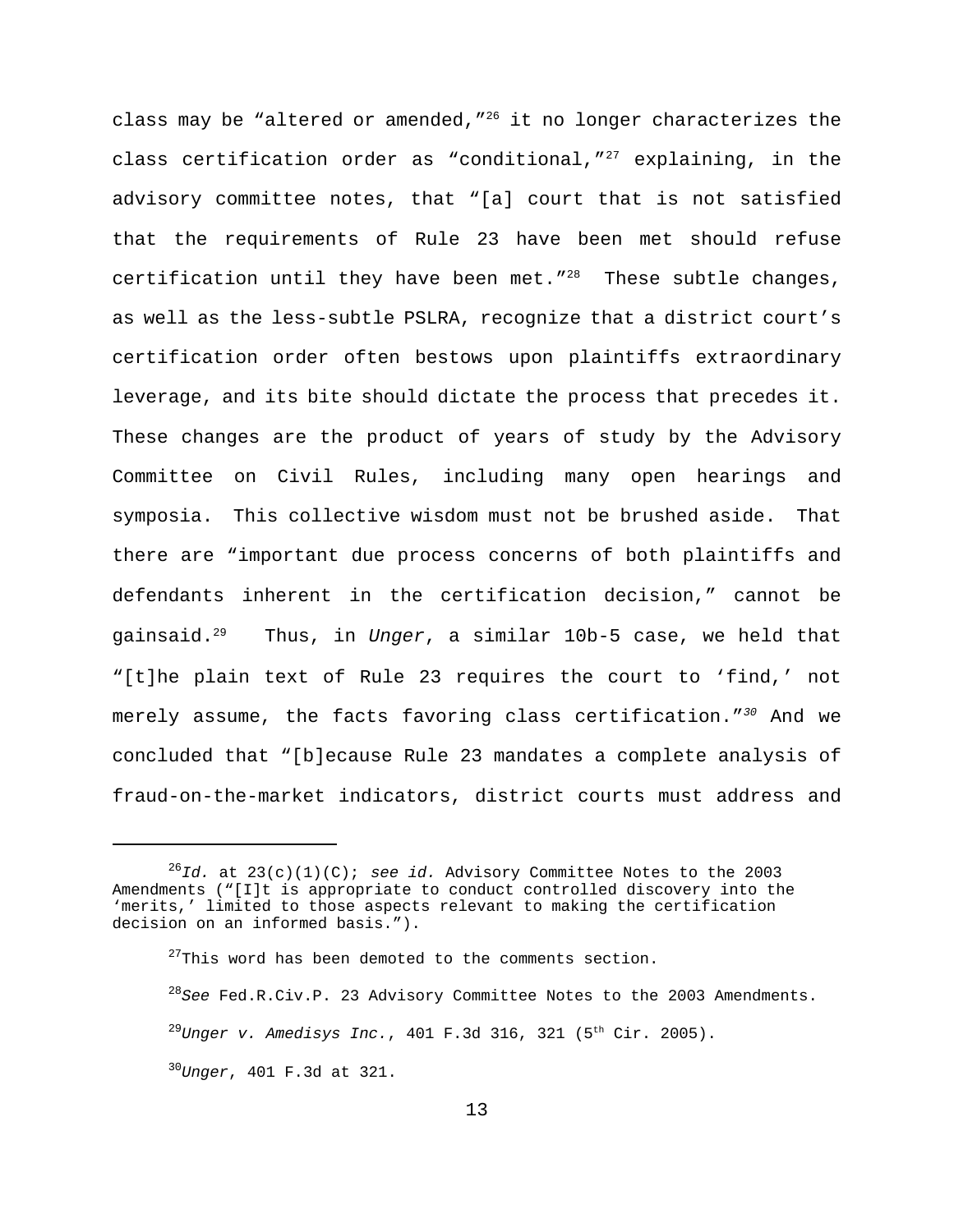class may be "altered or amended,"[26] it no longer characterizes the class certification order as "conditional,"[27] explaining, in the advisory committee notes, that "[a] court that is not satisfied that the requirements of Rule 23 have been met should refuse certification until they have been met."[28] These subtle changes, as well as the less-subtle PSLRA, recognize that a district court's certification order often bestows upon plaintiffs extraordinary leverage, and its bite should dictate the process that precedes it. These changes are the product of years of study by the Advisory Committee on Civil Rules, including many open hearings and symposia. This collective wisdom must not be brushed aside. That there are "important due process concerns of both plaintiffs and defendants inherent in the certification decision," cannot be gainsaid.[29] Thus, in *Unger*, a similar 10b-5 case, we held that "[t]he plain text of Rule 23 requires the court to 'find,' not merely assume, the facts favoring class certification."[30] And we concluded that "[b]ecause Rule 23 mandates a complete analysis of fraud-on-the-market indicators, district courts must address and

---

[26] *Id.* at 23(c)(1)(C); *see id.* Advisory Committee Notes to the 2003 Amendments ("[I]t is appropriate to conduct controlled discovery into the 'merits,' limited to those aspects relevant to making the certification decision on an informed basis.").

[27] This word has been demoted to the comments section.

[28] *See* Fed.R.Civ.P. 23 Advisory Committee Notes to the 2003 Amendments.

[29] *Unger v. Amedisys Inc.*, 401 F.3d 316, 321 (5th Cir. 2005).

[30] *Unger*, 401 F.3d at 321.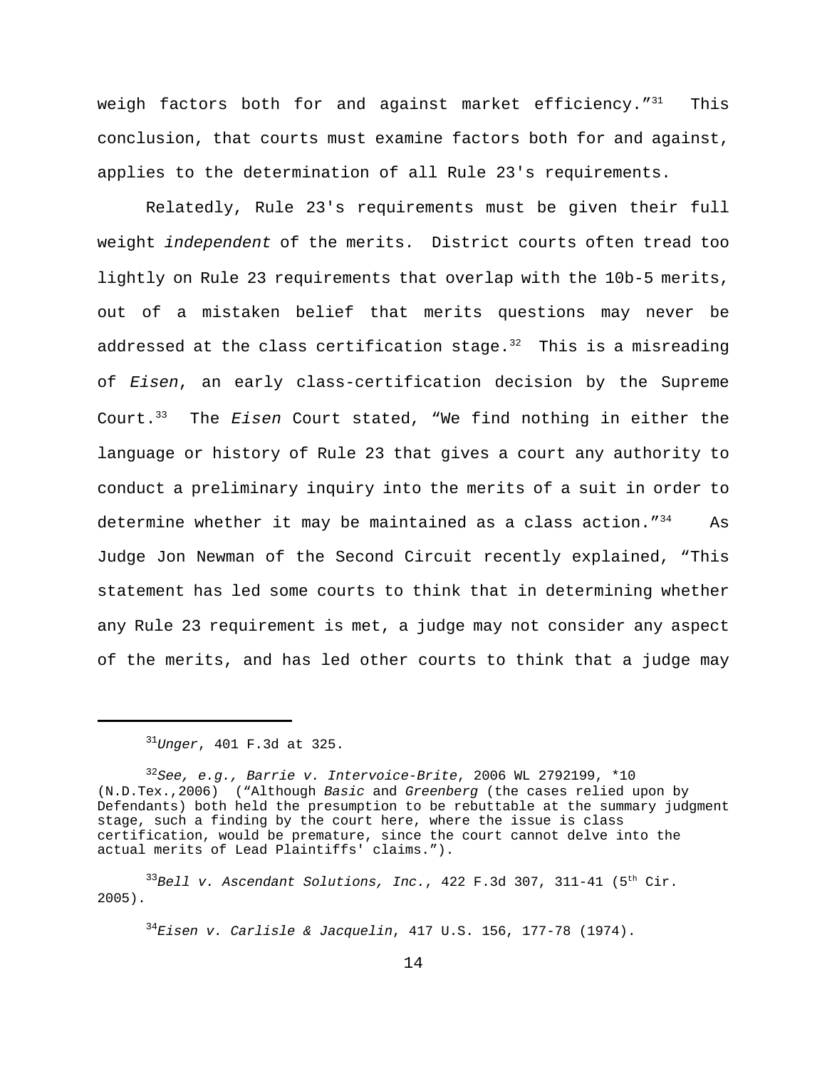weigh factors both for and against market efficiency."[31] This conclusion, that courts must examine factors both for and against, applies to the determination of all Rule 23's requirements.

Relatedly, Rule 23's requirements must be given their full weight *independent* of the merits. District courts often tread too lightly on Rule 23 requirements that overlap with the 10b-5 merits, out of a mistaken belief that merits questions may never be addressed at the class certification stage.[32] This is a misreading of *Eisen*, an early class-certification decision by the Supreme Court.[33] The *Eisen* Court stated, "We find nothing in either the language or history of Rule 23 that gives a court any authority to conduct a preliminary inquiry into the merits of a suit in order to determine whether it may be maintained as a class action."[34] As Judge Jon Newman of the Second Circuit recently explained, "This statement has led some courts to think that in determining whether any Rule 23 requirement is met, a judge may not consider any aspect of the merits, and has led other courts to think that a judge may

---

[31] *Unger*, 401 F.3d at 325.

[32] *See, e.g., Barrie v. Intervoice-Brite*, 2006 WL 2792199, *10 (N.D.Tex.,2006) ("Although *Basic* and *Greenberg* (the cases relied upon by Defendants) both held the presumption to be rebuttable at the summary judgment stage, such a finding by the court here, where the issue is class certification, would be premature, since the court cannot delve into the actual merits of Lead Plaintiffs' claims.").

[33] *Bell v. Ascendant Solutions, Inc.*, 422 F.3d 307, 311-41 (5th Cir. 2005).

[34] *Eisen v. Carlisle & Jacquelin*, 417 U.S. 156, 177-78 (1974).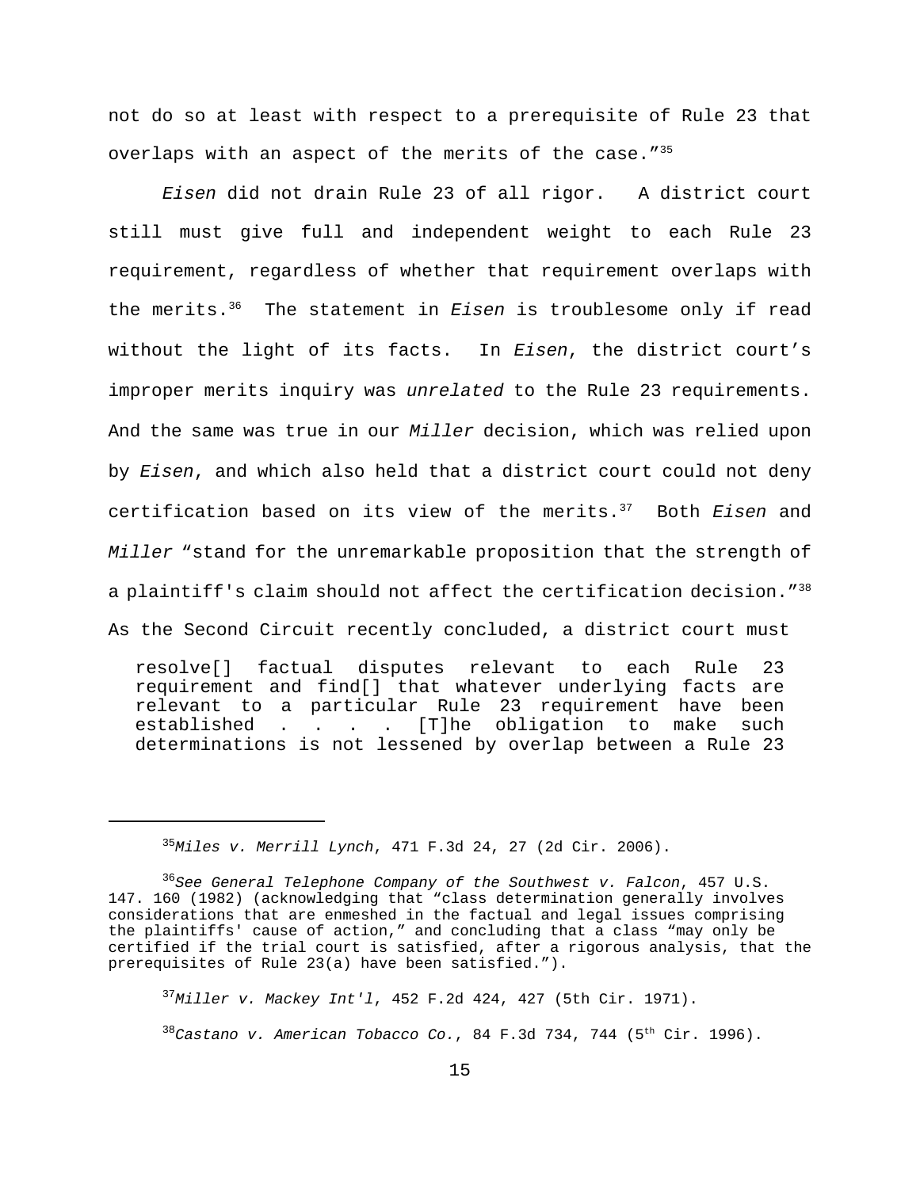not do so at least with respect to a prerequisite of Rule 23 that overlaps with an aspect of the merits of the case."[35]

*Eisen* did not drain Rule 23 of all rigor. A district court still must give full and independent weight to each Rule 23 requirement, regardless of whether that requirement overlaps with the merits.[36] The statement in *Eisen* is troublesome only if read without the light of its facts. In *Eisen*, the district court's improper merits inquiry was *unrelated* to the Rule 23 requirements. And the same was true in our *Miller* decision, which was relied upon by *Eisen*, and which also held that a district court could not deny certification based on its view of the merits.[37] Both *Eisen* and *Miller* "stand for the unremarkable proposition that the strength of a plaintiff's claim should not affect the certification decision."[38] As the Second Circuit recently concluded, a district court must

> resolve[] factual disputes relevant to each Rule 23 requirement and find[] that whatever underlying facts are relevant to a particular Rule 23 requirement have been established . . . . [T]he obligation to make such determinations is not lessened by overlap between a Rule 23

---

[35] *Miles v. Merrill Lynch*, 471 F.3d 24, 27 (2d Cir. 2006).

[36] *See General Telephone Company of the Southwest v. Falcon*, 457 U.S. 147. 160 (1982) (acknowledging that "class determination generally involves considerations that are enmeshed in the factual and legal issues comprising the plaintiffs' cause of action," and concluding that a class "may only be certified if the trial court is satisfied, after a rigorous analysis, that the prerequisites of Rule 23(a) have been satisfied.").

[37] *Miller v. Mackey Int'l*, 452 F.2d 424, 427 (5th Cir. 1971).

[38] *Castano v. American Tobacco Co.*, 84 F.3d 734, 744 (5th Cir. 1996).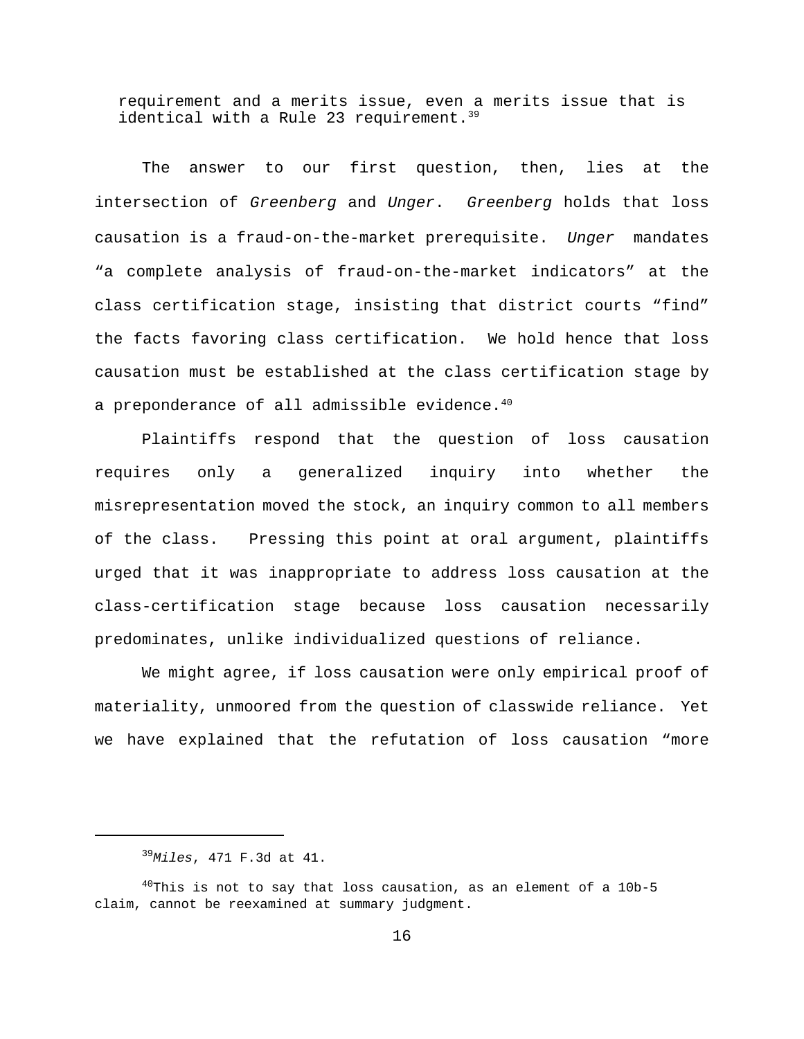requirement and a merits issue, even a merits issue that is identical with a Rule 23 requirement.[39]

The answer to our first question, then, lies at the intersection of *Greenberg* and *Unger*. *Greenberg* holds that loss causation is a fraud-on-the-market prerequisite. *Unger* mandates "a complete analysis of fraud-on-the-market indicators" at the class certification stage, insisting that district courts "find" the facts favoring class certification. We hold hence that loss causation must be established at the class certification stage by a preponderance of all admissible evidence.[40]

Plaintiffs respond that the question of loss causation requires only a generalized inquiry into whether the misrepresentation moved the stock, an inquiry common to all members of the class. Pressing this point at oral argument, plaintiffs urged that it was inappropriate to address loss causation at the class-certification stage because loss causation necessarily predominates, unlike individualized questions of reliance.

We might agree, if loss causation were only empirical proof of materiality, unmoored from the question of classwide reliance. Yet we have explained that the refutation of loss causation "more

---

[39] *Miles*, 471 F.3d at 41.

[40] This is not to say that loss causation, as an element of a 10b-5 claim, cannot be reexamined at summary judgment.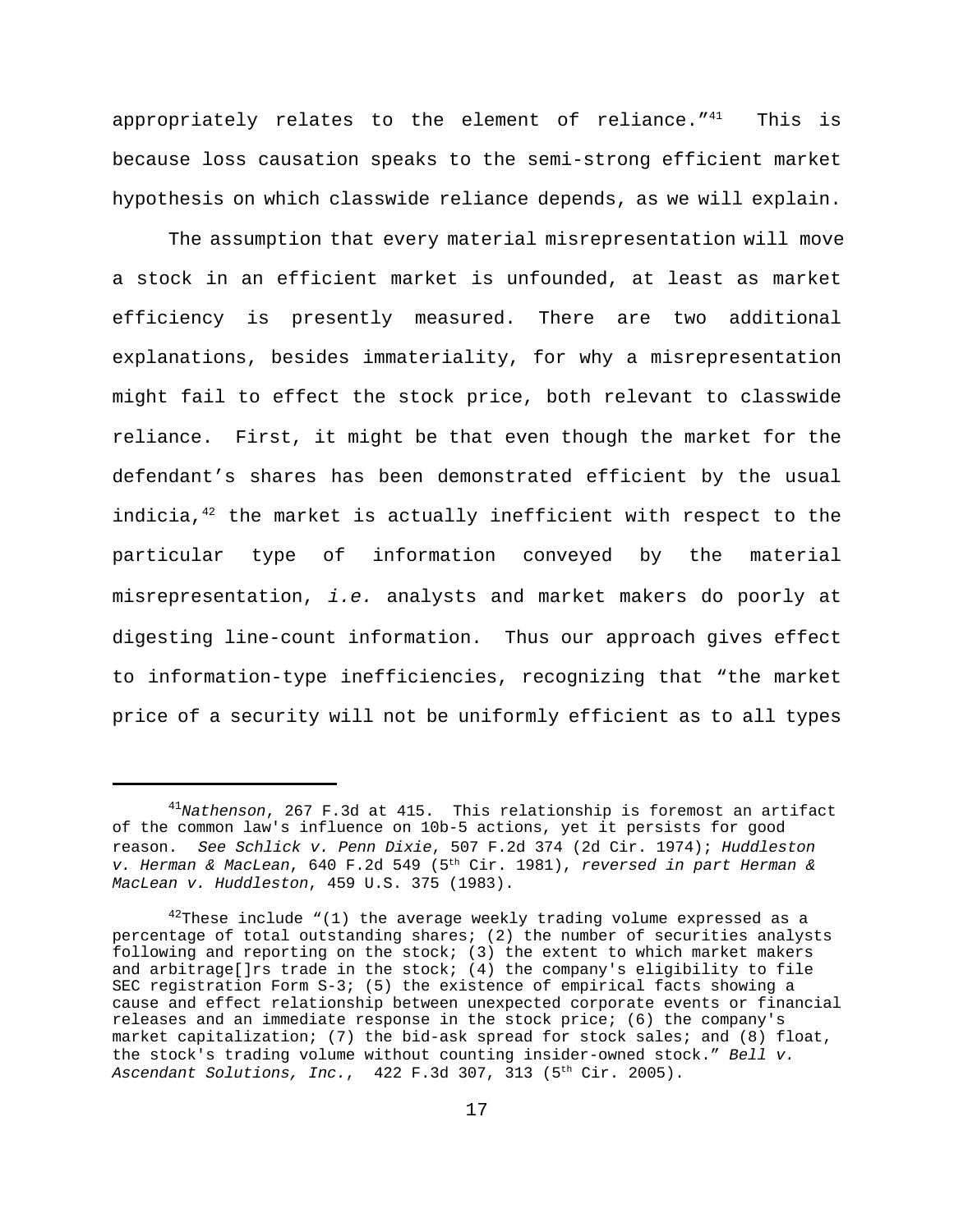appropriately relates to the element of reliance."[41] This is because loss causation speaks to the semi-strong efficient market hypothesis on which classwide reliance depends, as we will explain.

The assumption that every material misrepresentation will move a stock in an efficient market is unfounded, at least as market efficiency is presently measured. There are two additional explanations, besides immateriality, for why a misrepresentation might fail to effect the stock price, both relevant to classwide reliance. First, it might be that even though the market for the defendant's shares has been demonstrated efficient by the usual indicia,[42] the market is actually inefficient with respect to the particular type of information conveyed by the material misrepresentation, *i.e.* analysts and market makers do poorly at digesting line-count information. Thus our approach gives effect to information-type inefficiencies, recognizing that "the market price of a security will not be uniformly efficient as to all types

---

[41] *Nathenson*, 267 F.3d at 415. This relationship is foremost an artifact of the common law's influence on 10b-5 actions, yet it persists for good reason. *See Schlick v. Penn Dixie*, 507 F.2d 374 (2d Cir. 1974); *Huddleston v. Herman & MacLean*, 640 F.2d 549 (5th Cir. 1981), *reversed in part Herman & MacLean v. Huddleston*, 459 U.S. 375 (1983).

[42] These include "(1) the average weekly trading volume expressed as a percentage of total outstanding shares; (2) the number of securities analysts following and reporting on the stock; (3) the extent to which market makers and arbitrage[]rs trade in the stock; (4) the company's eligibility to file SEC registration Form S-3; (5) the existence of empirical facts showing a cause and effect relationship between unexpected corporate events or financial releases and an immediate response in the stock price; (6) the company's market capitalization; (7) the bid-ask spread for stock sales; and (8) float, the stock's trading volume without counting insider-owned stock." *Bell v. Ascendant Solutions, Inc.*, 422 F.3d 307, 313 (5th Cir. 2005).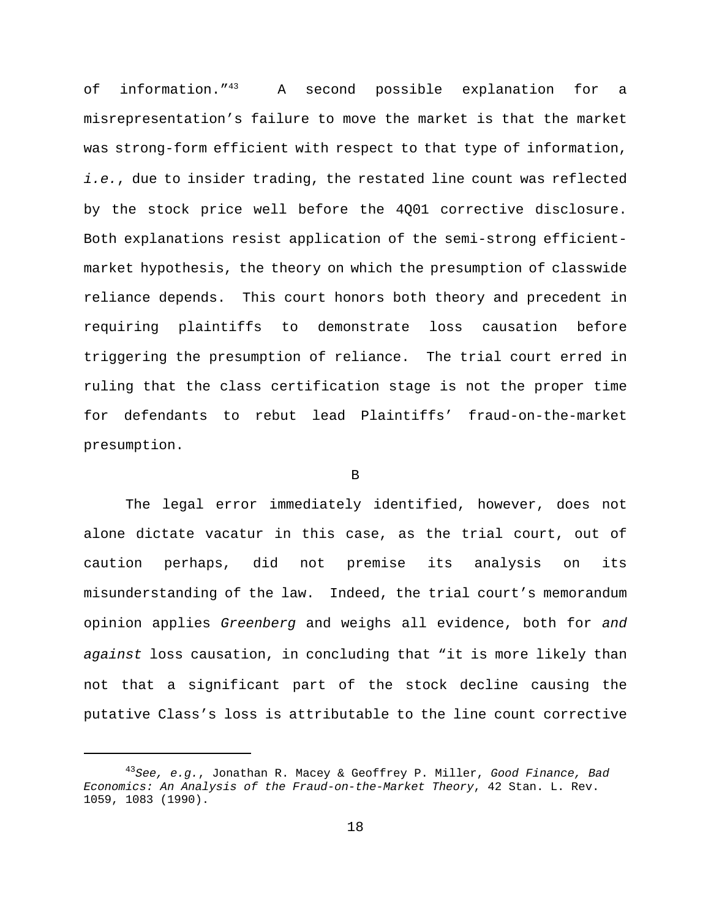of information."[43] A second possible explanation for a misrepresentation's failure to move the market is that the market was strong-form efficient with respect to that type of information, *i.e.*, due to insider trading, the restated line count was reflected by the stock price well before the 4Q01 corrective disclosure. Both explanations resist application of the semi-strong efficient-market hypothesis, the theory on which the presumption of classwide reliance depends. This court honors both theory and precedent in requiring plaintiffs to demonstrate loss causation before triggering the presumption of reliance. The trial court erred in ruling that the class certification stage is not the proper time for defendants to rebut lead Plaintiffs' fraud-on-the-market presumption.

B

The legal error immediately identified, however, does not alone dictate vacatur in this case, as the trial court, out of caution perhaps, did not premise its analysis on its misunderstanding of the law. Indeed, the trial court's memorandum opinion applies *Greenberg* and weighs all evidence, both for *and against* loss causation, in concluding that "it is more likely than not that a significant part of the stock decline causing the putative Class's loss is attributable to the line count corrective

---

[43] *See, e.g.*, Jonathan R. Macey & Geoffrey P. Miller, *Good Finance, Bad Economics: An Analysis of the Fraud-on-the-Market Theory*, 42 Stan. L. Rev. 1059, 1083 (1990).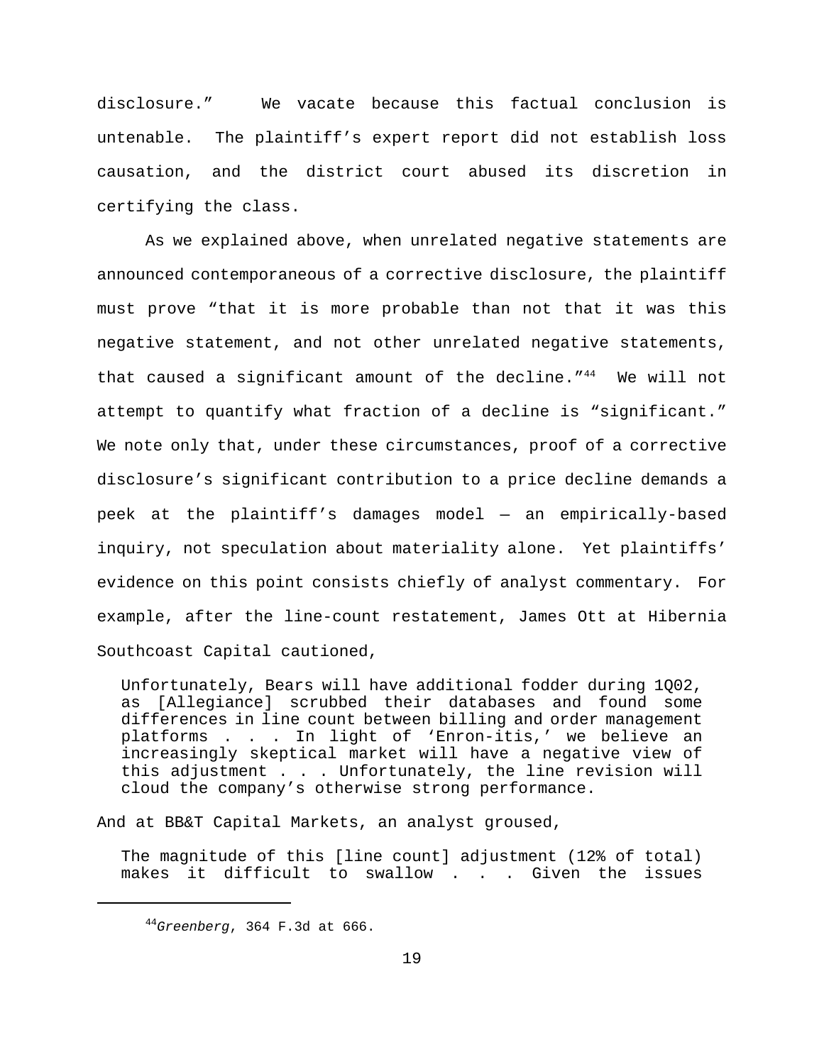disclosure." We vacate because this factual conclusion is untenable. The plaintiff's expert report did not establish loss causation, and the district court abused its discretion in certifying the class.

As we explained above, when unrelated negative statements are announced contemporaneous of a corrective disclosure, the plaintiff must prove "that it is more probable than not that it was this negative statement, and not other unrelated negative statements, that caused a significant amount of the decline."[44] We will not attempt to quantify what fraction of a decline is "significant." We note only that, under these circumstances, proof of a corrective disclosure's significant contribution to a price decline demands a peek at the plaintiff's damages model — an empirically-based inquiry, not speculation about materiality alone. Yet plaintiffs' evidence on this point consists chiefly of analyst commentary. For example, after the line-count restatement, James Ott at Hibernia Southcoast Capital cautioned,

> Unfortunately, Bears will have additional fodder during 1Q02, as [Allegiance] scrubbed their databases and found some differences in line count between billing and order management platforms . . . In light of 'Enron-itis,' we believe an increasingly skeptical market will have a negative view of this adjustment . . . Unfortunately, the line revision will cloud the company's otherwise strong performance.

And at BB&T Capital Markets, an analyst groused,

> The magnitude of this [line count] adjustment (12% of total) makes it difficult to swallow . . . Given the issues

---

[44] *Greenberg*, 364 F.3d at 666.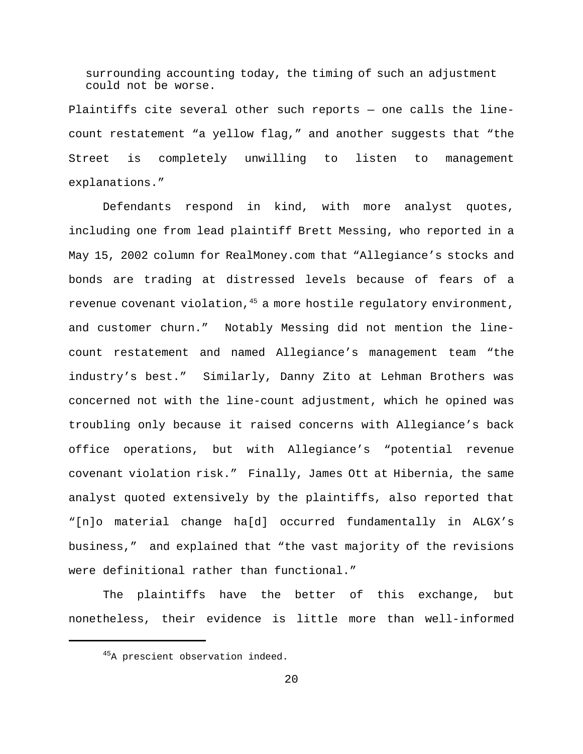> surrounding accounting today, the timing of such an adjustment could not be worse.

Plaintiffs cite several other such reports — one calls the line-count restatement "a yellow flag," and another suggests that "the Street is completely unwilling to listen to management explanations."

Defendants respond in kind, with more analyst quotes, including one from lead plaintiff Brett Messing, who reported in a May 15, 2002 column for RealMoney.com that "Allegiance's stocks and bonds are trading at distressed levels because of fears of a revenue covenant violation,[45] a more hostile regulatory environment, and customer churn." Notably Messing did not mention the line-count restatement and named Allegiance's management team "the industry's best." Similarly, Danny Zito at Lehman Brothers was concerned not with the line-count adjustment, which he opined was troubling only because it raised concerns with Allegiance's back office operations, but with Allegiance's "potential revenue covenant violation risk." Finally, James Ott at Hibernia, the same analyst quoted extensively by the plaintiffs, also reported that "[n]o material change ha[d] occurred fundamentally in ALGX's business," and explained that "the vast majority of the revisions were definitional rather than functional."

The plaintiffs have the better of this exchange, but nonetheless, their evidence is little more than well-informed

[45] A prescient observation indeed.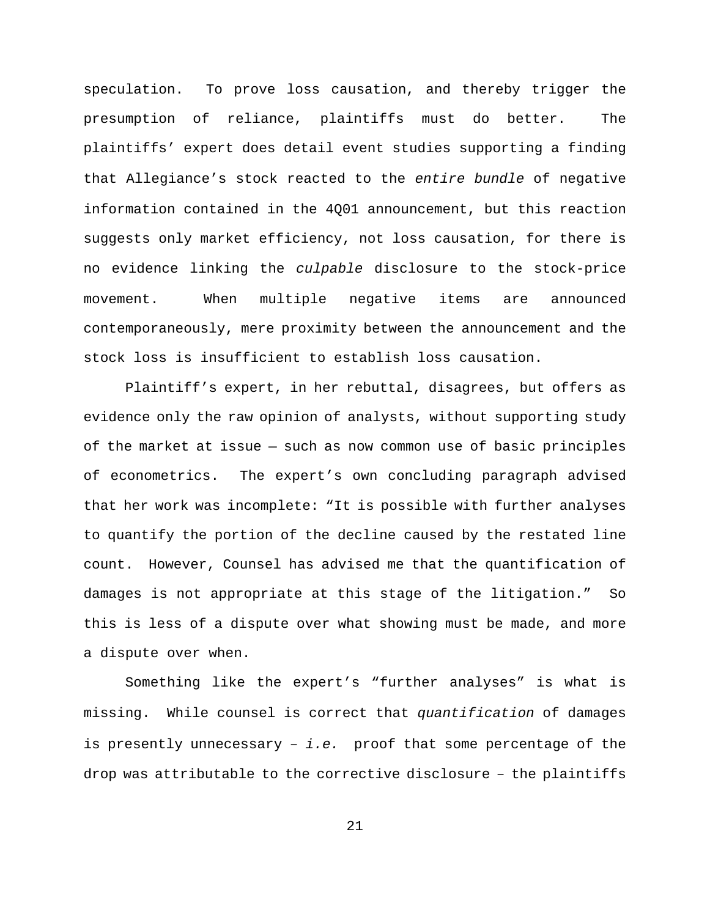speculation. To prove loss causation, and thereby trigger the presumption of reliance, plaintiffs must do better. The plaintiffs' expert does detail event studies supporting a finding that Allegiance's stock reacted to the *entire bundle* of negative information contained in the 4Q01 announcement, but this reaction suggests only market efficiency, not loss causation, for there is no evidence linking the *culpable* disclosure to the stock-price movement. When multiple negative items are announced contemporaneously, mere proximity between the announcement and the stock loss is insufficient to establish loss causation.

Plaintiff's expert, in her rebuttal, disagrees, but offers as evidence only the raw opinion of analysts, without supporting study of the market at issue — such as now common use of basic principles of econometrics. The expert's own concluding paragraph advised that her work was incomplete: "It is possible with further analyses to quantify the portion of the decline caused by the restated line count. However, Counsel has advised me that the quantification of damages is not appropriate at this stage of the litigation." So this is less of a dispute over what showing must be made, and more a dispute over when.

Something like the expert's "further analyses" is what is missing. While counsel is correct that *quantification* of damages is presently unnecessary – *i.e.* proof that some percentage of the drop was attributable to the corrective disclosure – the plaintiffs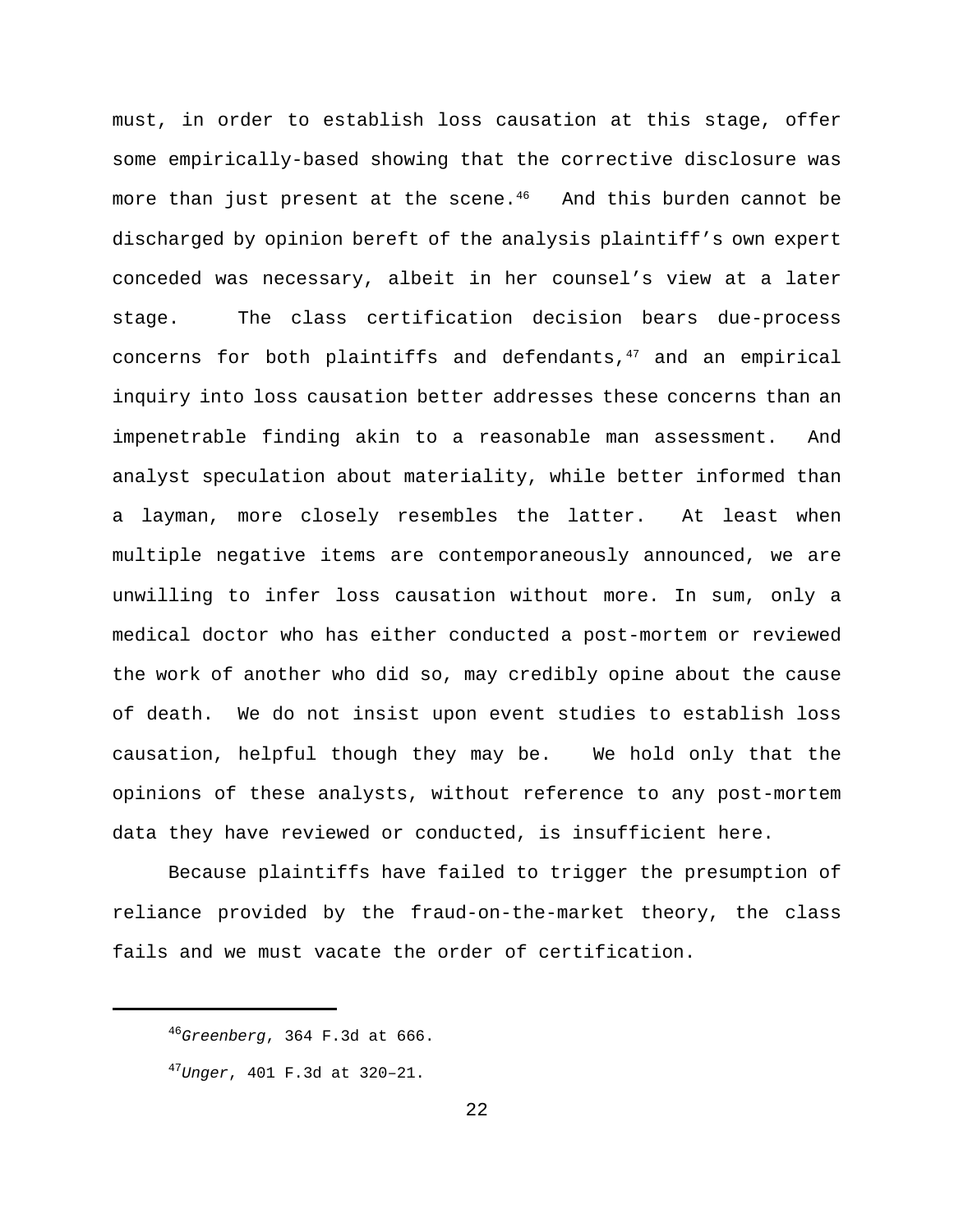must, in order to establish loss causation at this stage, offer some empirically-based showing that the corrective disclosure was more than just present at the scene.[46] And this burden cannot be discharged by opinion bereft of the analysis plaintiff's own expert conceded was necessary, albeit in her counsel's view at a later stage. The class certification decision bears due-process concerns for both plaintiffs and defendants,[47] and an empirical inquiry into loss causation better addresses these concerns than an impenetrable finding akin to a reasonable man assessment. And analyst speculation about materiality, while better informed than a layman, more closely resembles the latter. At least when multiple negative items are contemporaneously announced, we are unwilling to infer loss causation without more. In sum, only a medical doctor who has either conducted a post-mortem or reviewed the work of another who did so, may credibly opine about the cause of death. We do not insist upon event studies to establish loss causation, helpful though they may be. We hold only that the opinions of these analysts, without reference to any post-mortem data they have reviewed or conducted, is insufficient here.

Because plaintiffs have failed to trigger the presumption of reliance provided by the fraud-on-the-market theory, the class fails and we must vacate the order of certification.

---

[46] *Greenberg*, 364 F.3d at 666.

[47] *Unger*, 401 F.3d at 320–21.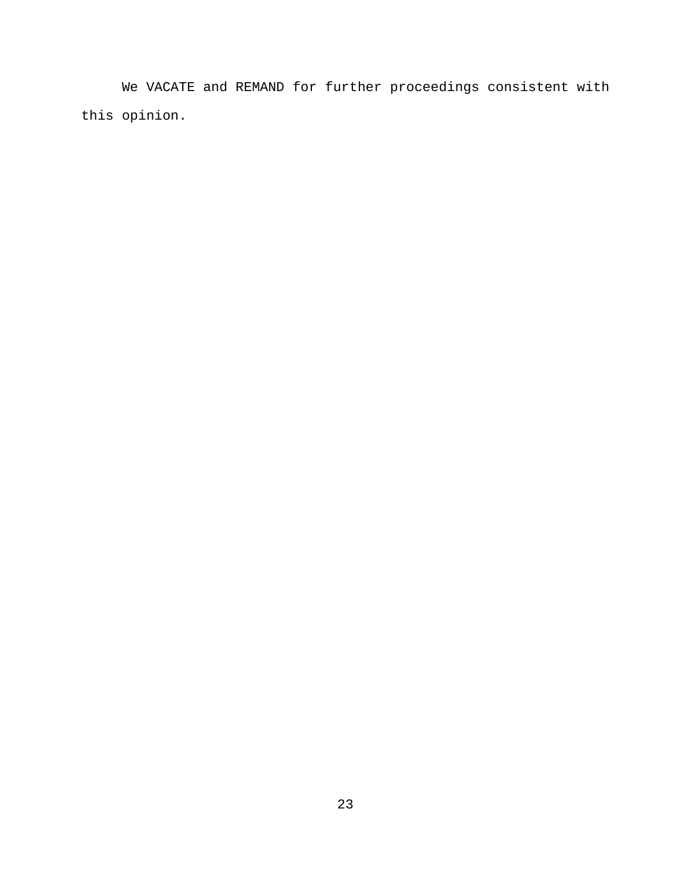We VACATE and REMAND for further proceedings consistent with this opinion.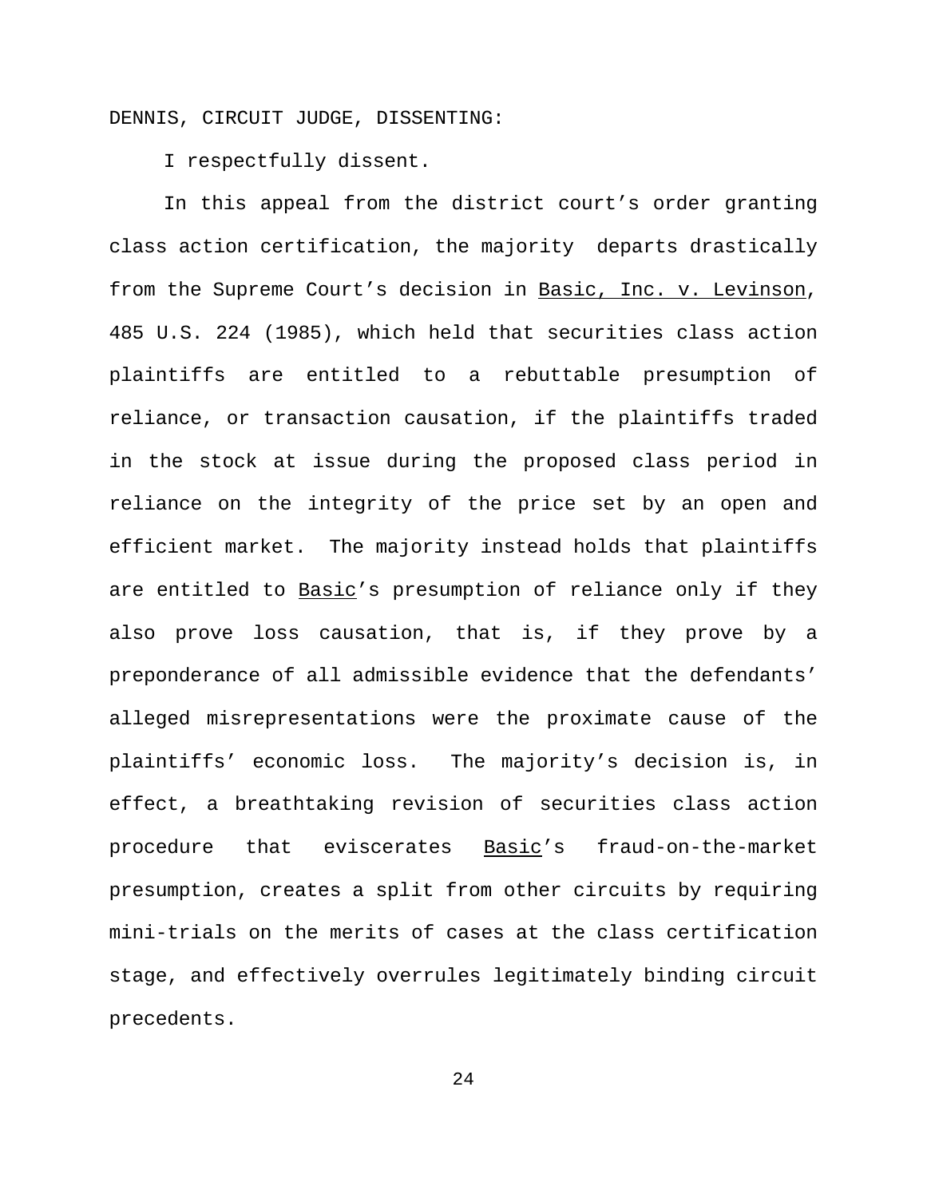DENNIS, CIRCUIT JUDGE, DISSENTING:

I respectfully dissent.

In this appeal from the district court's order granting class action certification, the majority departs drastically from the Supreme Court's decision in Basic, Inc. v. Levinson, 485 U.S. 224 (1985), which held that securities class action plaintiffs are entitled to a rebuttable presumption of reliance, or transaction causation, if the plaintiffs traded in the stock at issue during the proposed class period in reliance on the integrity of the price set by an open and efficient market. The majority instead holds that plaintiffs are entitled to Basic's presumption of reliance only if they also prove loss causation, that is, if they prove by a preponderance of all admissible evidence that the defendants' alleged misrepresentations were the proximate cause of the plaintiffs' economic loss. The majority's decision is, in effect, a breathtaking revision of securities class action procedure that eviscerates Basic's fraud-on-the-market presumption, creates a split from other circuits by requiring mini-trials on the merits of cases at the class certification stage, and effectively overrules legitimately binding circuit precedents.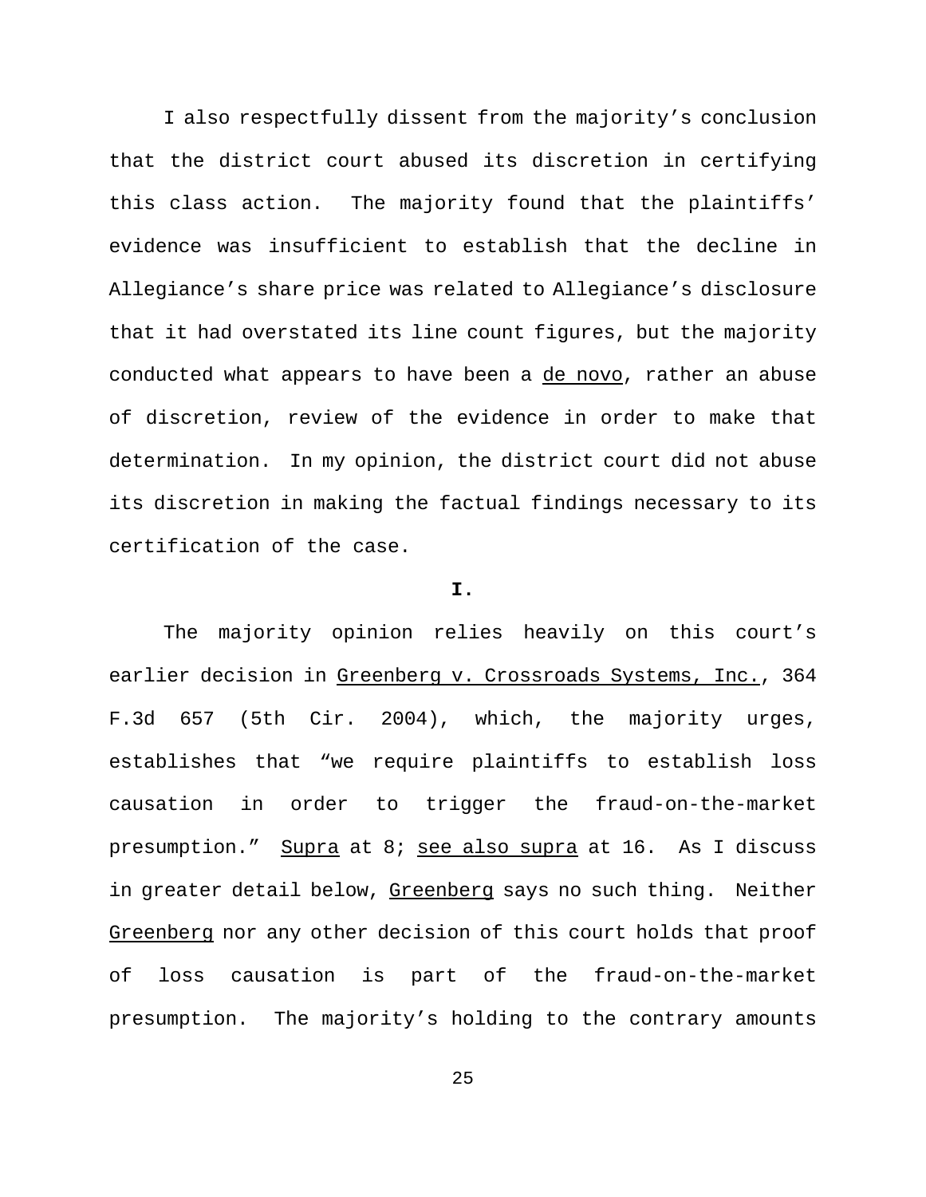I also respectfully dissent from the majority's conclusion that the district court abused its discretion in certifying this class action. The majority found that the plaintiffs' evidence was insufficient to establish that the decline in Allegiance's share price was related to Allegiance's disclosure that it had overstated its line count figures, but the majority conducted what appears to have been a de novo, rather an abuse of discretion, review of the evidence in order to make that determination. In my opinion, the district court did not abuse its discretion in making the factual findings necessary to its certification of the case.

**I.**

The majority opinion relies heavily on this court's earlier decision in Greenberg v. Crossroads Systems, Inc., 364 F.3d 657 (5th Cir. 2004), which, the majority urges, establishes that "we require plaintiffs to establish loss causation in order to trigger the fraud-on-the-market presumption." Supra at 8; see also supra at 16. As I discuss in greater detail below, Greenberg says no such thing. Neither Greenberg nor any other decision of this court holds that proof of loss causation is part of the fraud-on-the-market presumption. The majority's holding to the contrary amounts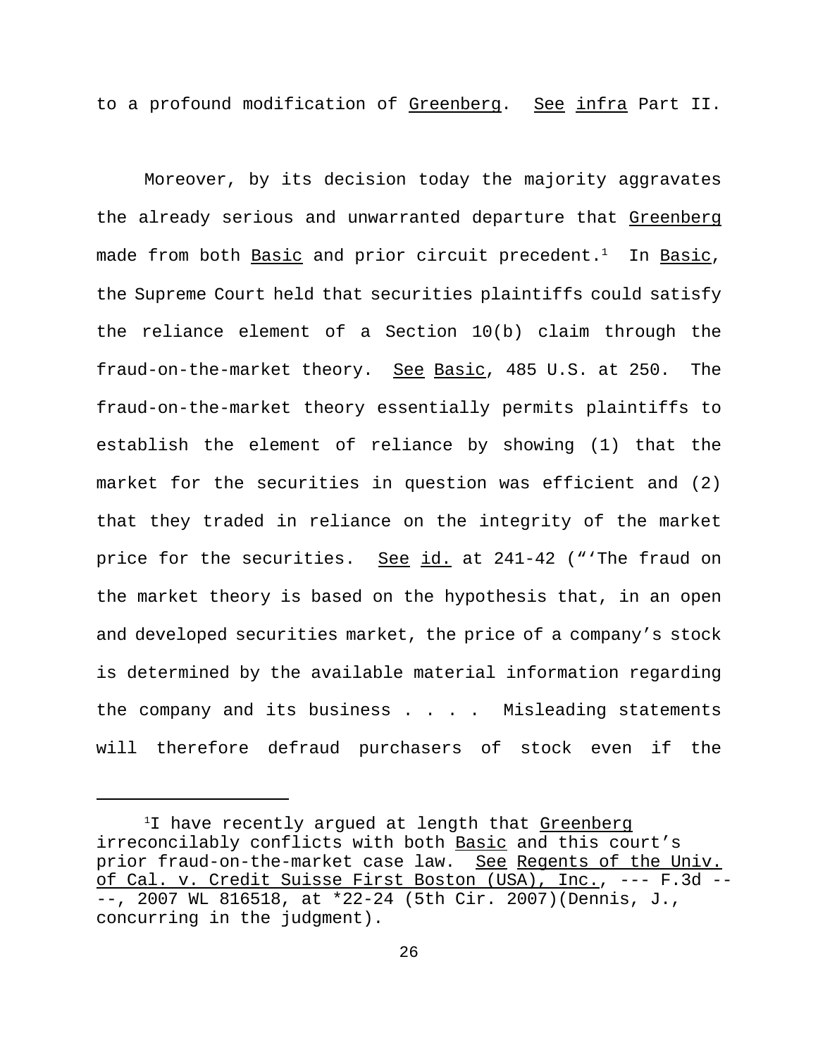to a profound modification of _Greenberg_. _See_ _infra_ Part II.

Moreover, by its decision today the majority aggravates the already serious and unwarranted departure that _Greenberg_ made from both _Basic_ and prior circuit precedent.[1] In _Basic_, the Supreme Court held that securities plaintiffs could satisfy the reliance element of a Section 10(b) claim through the fraud-on-the-market theory. _See_ _Basic_, 485 U.S. at 250. The fraud-on-the-market theory essentially permits plaintiffs to establish the element of reliance by showing (1) that the market for the securities in question was efficient and (2) that they traded in reliance on the integrity of the market price for the securities. _See_ _id._ at 241-42 ("'The fraud on the market theory is based on the hypothesis that, in an open and developed securities market, the price of a company's stock is determined by the available material information regarding the company and its business . . . . Misleading statements will therefore defraud purchasers of stock even if the

---

[1] I have recently argued at length that _Greenberg_ irreconcilably conflicts with both _Basic_ and this court's prior fraud-on-the-market case law. _See_ _Regents of the Univ. of Cal. v. Credit Suisse First Boston (USA), Inc._, --- F.3d ----, 2007 WL 816518, at *22-24 (5th Cir. 2007)(Dennis, J., concurring in the judgment).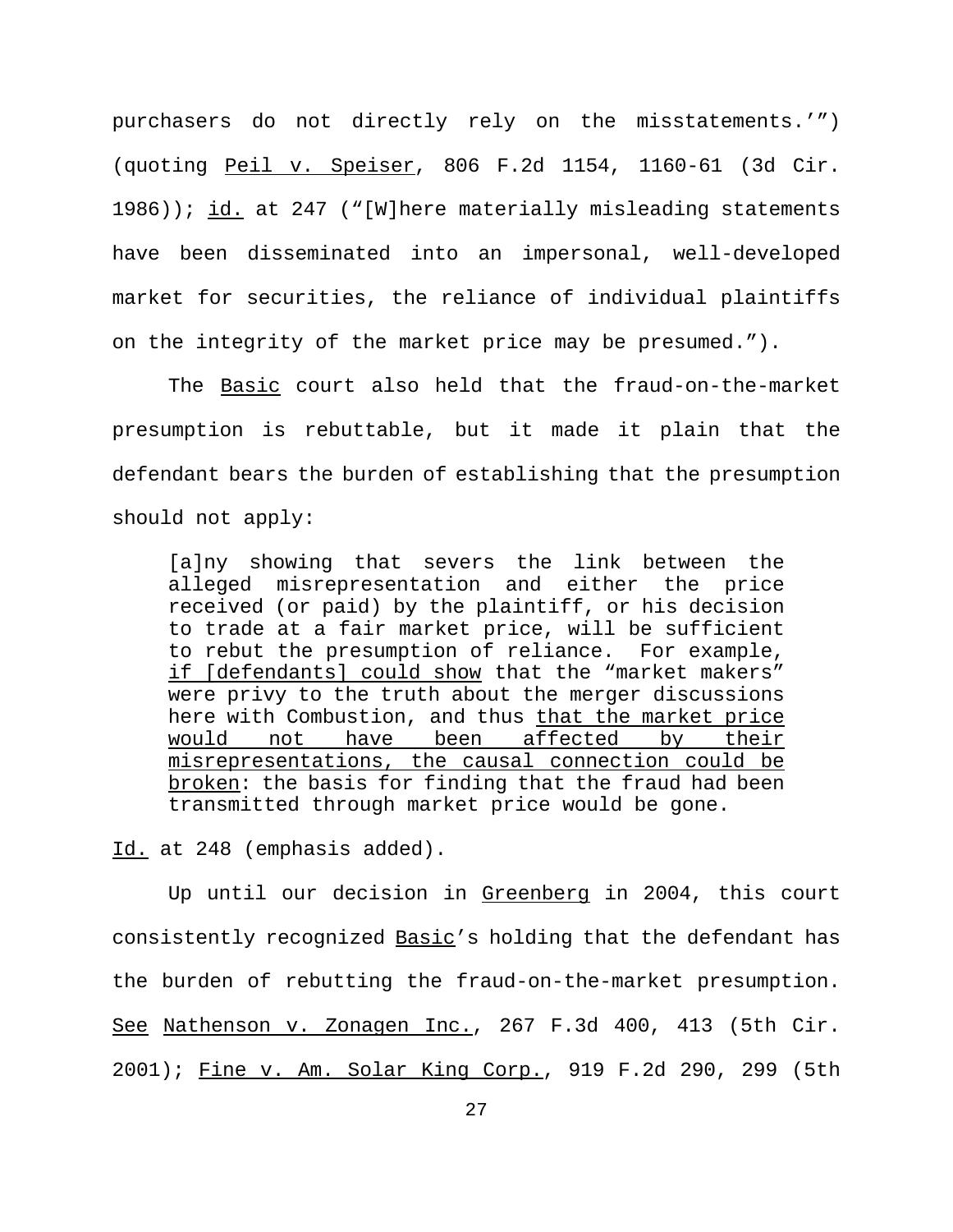purchasers do not directly rely on the misstatements.'") (quoting Peil v. Speiser, 806 F.2d 1154, 1160-61 (3d Cir. 1986)); id. at 247 ("[W]here materially misleading statements have been disseminated into an impersonal, well-developed market for securities, the reliance of individual plaintiffs on the integrity of the market price may be presumed.").

The Basic court also held that the fraud-on-the-market presumption is rebuttable, but it made it plain that the defendant bears the burden of establishing that the presumption should not apply:

> [a]ny showing that severs the link between the alleged misrepresentation and either the price received (or paid) by the plaintiff, or his decision to trade at a fair market price, will be sufficient to rebut the presumption of reliance. For example, if [defendants] could show that the "market makers" were privy to the truth about the merger discussions here with Combustion, and thus that the market price would not have been affected by their misrepresentations, the causal connection could be broken: the basis for finding that the fraud had been transmitted through market price would be gone.

Id. at 248 (emphasis added).

Up until our decision in Greenberg in 2004, this court consistently recognized Basic's holding that the defendant has the burden of rebutting the fraud-on-the-market presumption. See Nathenson v. Zonagen Inc., 267 F.3d 400, 413 (5th Cir. 2001); Fine v. Am. Solar King Corp., 919 F.2d 290, 299 (5th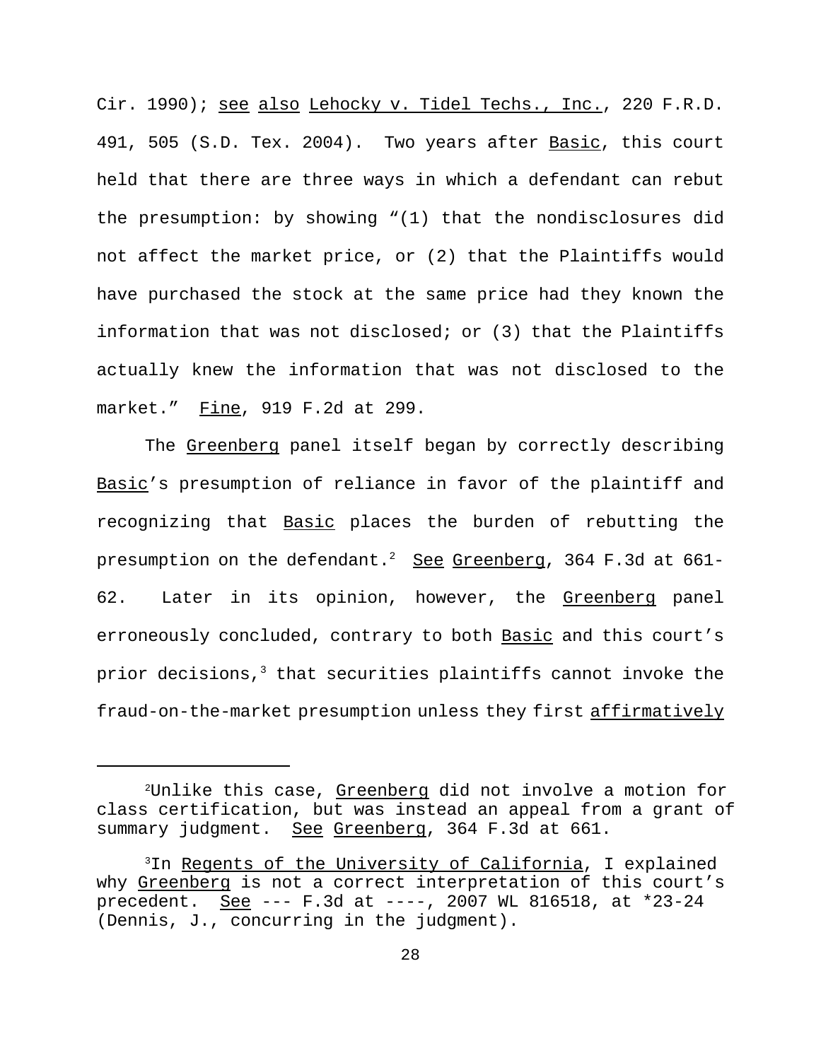Cir. 1990); see also Lehocky v. Tidel Techs., Inc., 220 F.R.D. 491, 505 (S.D. Tex. 2004). Two years after Basic, this court held that there are three ways in which a defendant can rebut the presumption: by showing "(1) that the nondisclosures did not affect the market price, or (2) that the Plaintiffs would have purchased the stock at the same price had they known the information that was not disclosed; or (3) that the Plaintiffs actually knew the information that was not disclosed to the market." Fine, 919 F.2d at 299.

The Greenberg panel itself began by correctly describing Basic's presumption of reliance in favor of the plaintiff and recognizing that Basic places the burden of rebutting the presumption on the defendant.[2] See Greenberg, 364 F.3d at 661-62. Later in its opinion, however, the Greenberg panel erroneously concluded, contrary to both Basic and this court's prior decisions,[3] that securities plaintiffs cannot invoke the fraud-on-the-market presumption unless they first affirmatively

---

[2]Unlike this case, Greenberg did not involve a motion for class certification, but was instead an appeal from a grant of summary judgment. See Greenberg, 364 F.3d at 661.

[3]In Regents of the University of California, I explained why Greenberg is not a correct interpretation of this court's precedent. See --- F.3d at ----, 2007 WL 816518, at *23-24 (Dennis, J., concurring in the judgment).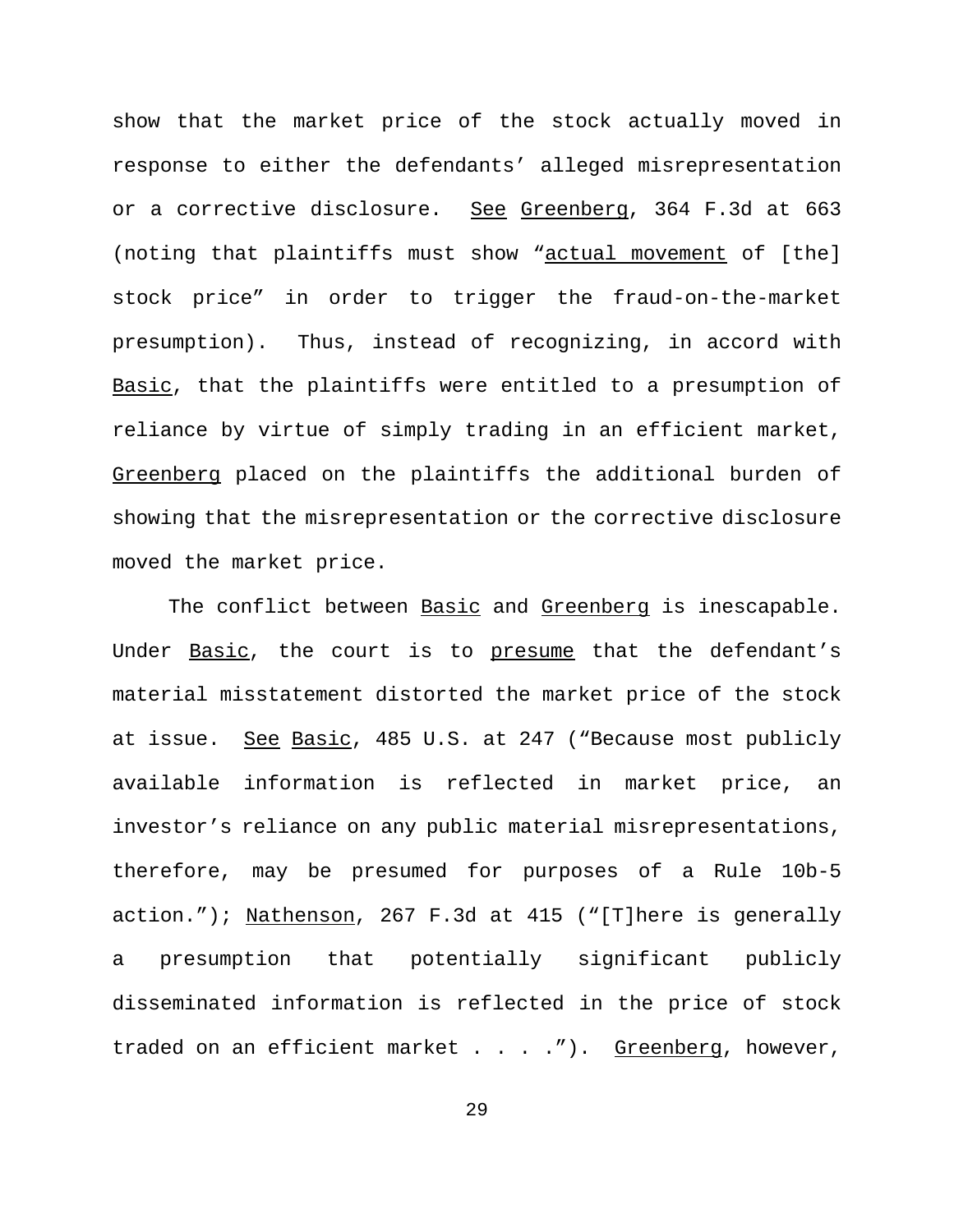show that the market price of the stock actually moved in response to either the defendants' alleged misrepresentation or a corrective disclosure. See Greenberg, 364 F.3d at 663 (noting that plaintiffs must show "actual movement of [the] stock price" in order to trigger the fraud-on-the-market presumption). Thus, instead of recognizing, in accord with Basic, that the plaintiffs were entitled to a presumption of reliance by virtue of simply trading in an efficient market, Greenberg placed on the plaintiffs the additional burden of showing that the misrepresentation or the corrective disclosure moved the market price.

The conflict between Basic and Greenberg is inescapable. Under Basic, the court is to presume that the defendant's material misstatement distorted the market price of the stock at issue. See Basic, 485 U.S. at 247 ("Because most publicly available information is reflected in market price, an investor's reliance on any public material misrepresentations, therefore, may be presumed for purposes of a Rule 10b-5 action."); Nathenson, 267 F.3d at 415 ("[T]here is generally a presumption that potentially significant publicly disseminated information is reflected in the price of stock traded on an efficient market . . . ."). Greenberg, however,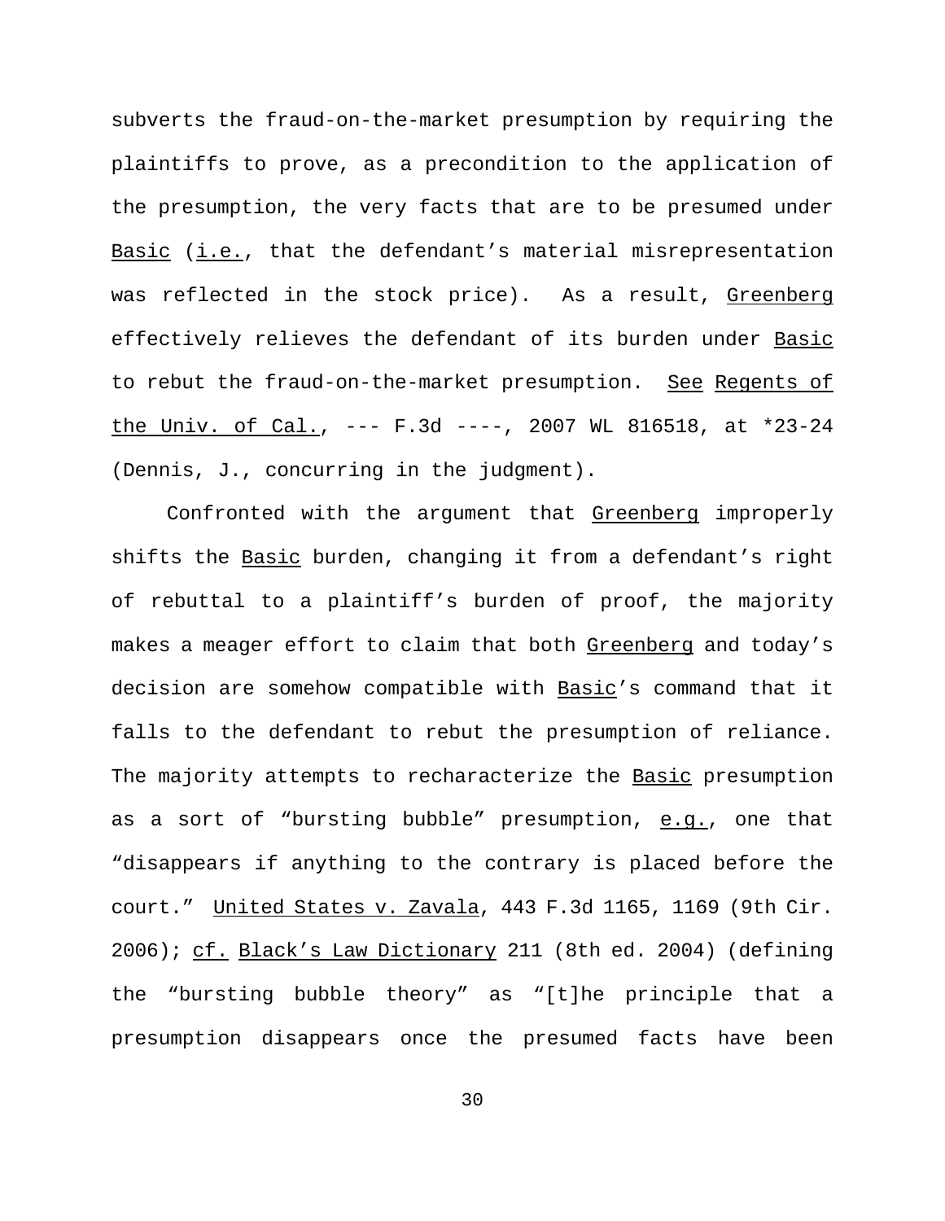subverts the fraud-on-the-market presumption by requiring the plaintiffs to prove, as a precondition to the application of the presumption, the very facts that are to be presumed under Basic (i.e., that the defendant's material misrepresentation was reflected in the stock price). As a result, Greenberg effectively relieves the defendant of its burden under Basic to rebut the fraud-on-the-market presumption. See Regents of the Univ. of Cal., --- F.3d ----, 2007 WL 816518, at *23-24 (Dennis, J., concurring in the judgment).

Confronted with the argument that Greenberg improperly shifts the Basic burden, changing it from a defendant's right of rebuttal to a plaintiff's burden of proof, the majority makes a meager effort to claim that both Greenberg and today's decision are somehow compatible with Basic's command that it falls to the defendant to rebut the presumption of reliance. The majority attempts to recharacterize the Basic presumption as a sort of "bursting bubble" presumption, e.g., one that "disappears if anything to the contrary is placed before the court." United States v. Zavala, 443 F.3d 1165, 1169 (9th Cir. 2006); cf. Black's Law Dictionary 211 (8th ed. 2004) (defining the "bursting bubble theory" as "[t]he principle that a presumption disappears once the presumed facts have been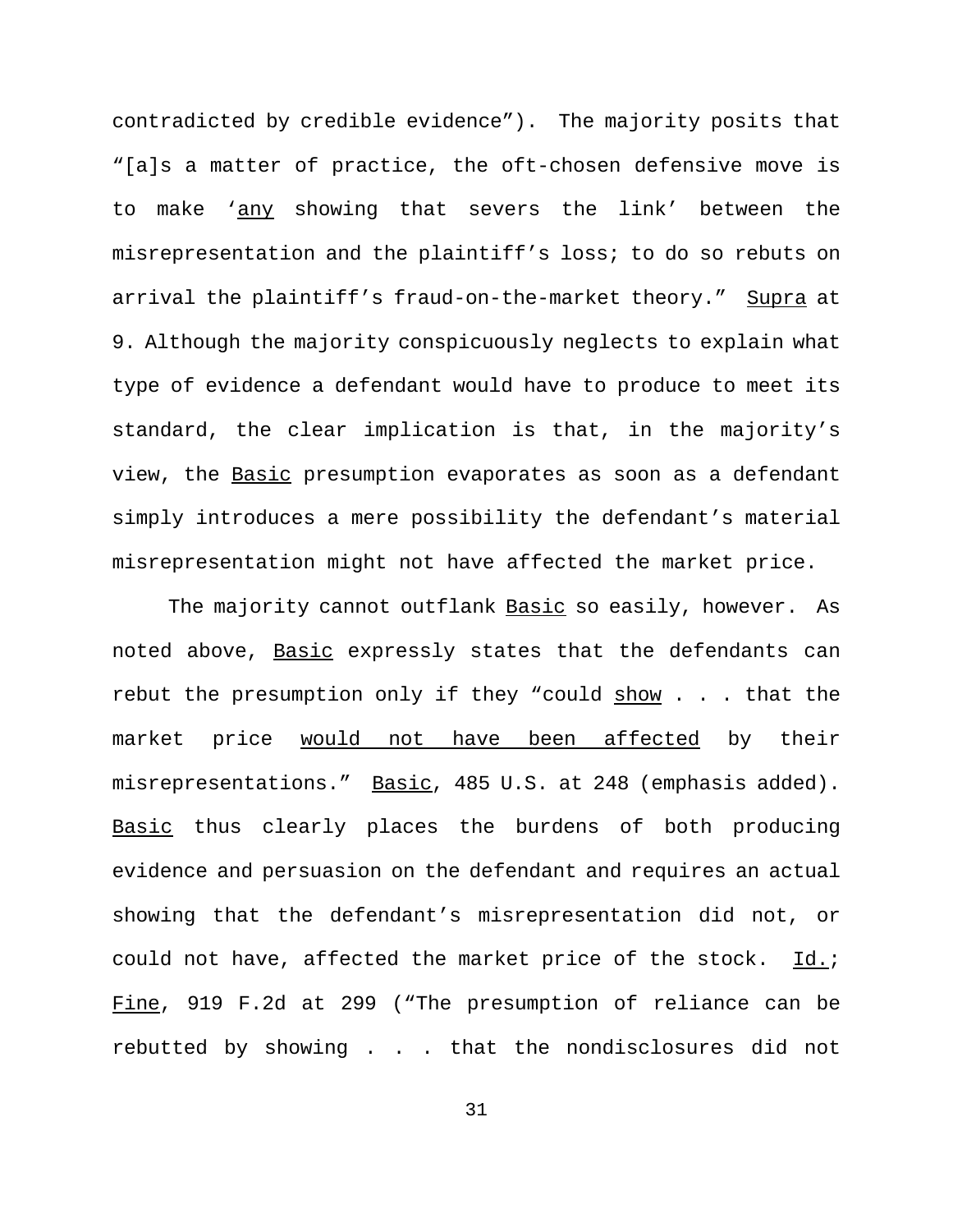contradicted by credible evidence"). The majority posits that "[a]s a matter of practice, the oft-chosen defensive move is to make '<u>any</u> showing that severs the link' between the misrepresentation and the plaintiff's loss; to do so rebuts on arrival the plaintiff's fraud-on-the-market theory." <u>Supra</u> at 9. Although the majority conspicuously neglects to explain what type of evidence a defendant would have to produce to meet its standard, the clear implication is that, in the majority's view, the <u>Basic</u> presumption evaporates as soon as a defendant simply introduces a mere possibility the defendant's material misrepresentation might not have affected the market price.

The majority cannot outflank <u>Basic</u> so easily, however. As noted above, <u>Basic</u> expressly states that the defendants can rebut the presumption only if they "could <u>show</u> . . . that the market price <u>would not have been affected</u> by their misrepresentations." <u>Basic</u>, 485 U.S. at 248 (emphasis added). <u>Basic</u> thus clearly places the burdens of both producing evidence and persuasion on the defendant and requires an actual showing that the defendant's misrepresentation did not, or could not have, affected the market price of the stock. <u>Id.</u>; <u>Fine</u>, 919 F.2d at 299 ("The presumption of reliance can be rebutted by showing . . . that the nondisclosures did not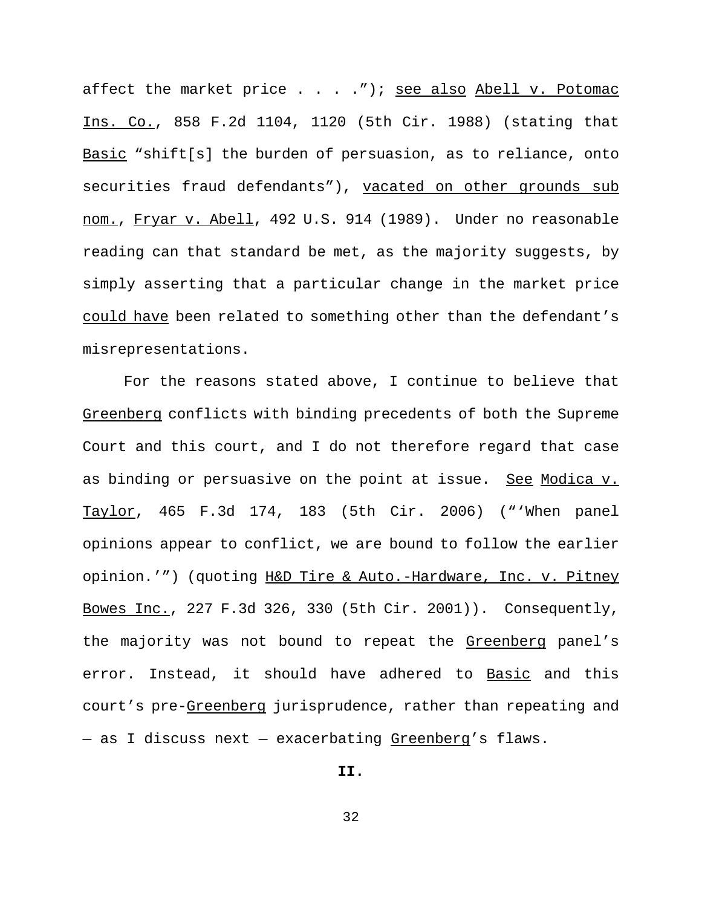affect the market price . . . ."); see also Abell v. Potomac Ins. Co., 858 F.2d 1104, 1120 (5th Cir. 1988) (stating that Basic "shift[s] the burden of persuasion, as to reliance, onto securities fraud defendants"), vacated on other grounds sub nom., Fryar v. Abell, 492 U.S. 914 (1989). Under no reasonable reading can that standard be met, as the majority suggests, by simply asserting that a particular change in the market price could have been related to something other than the defendant's misrepresentations.

For the reasons stated above, I continue to believe that Greenberg conflicts with binding precedents of both the Supreme Court and this court, and I do not therefore regard that case as binding or persuasive on the point at issue. See Modica v. Taylor, 465 F.3d 174, 183 (5th Cir. 2006) ("'When panel opinions appear to conflict, we are bound to follow the earlier opinion.'") (quoting H&D Tire & Auto.-Hardware, Inc. v. Pitney Bowes Inc., 227 F.3d 326, 330 (5th Cir. 2001)). Consequently, the majority was not bound to repeat the Greenberg panel's error. Instead, it should have adhered to Basic and this court's pre-Greenberg jurisprudence, rather than repeating and — as I discuss next — exacerbating Greenberg's flaws.

**II.**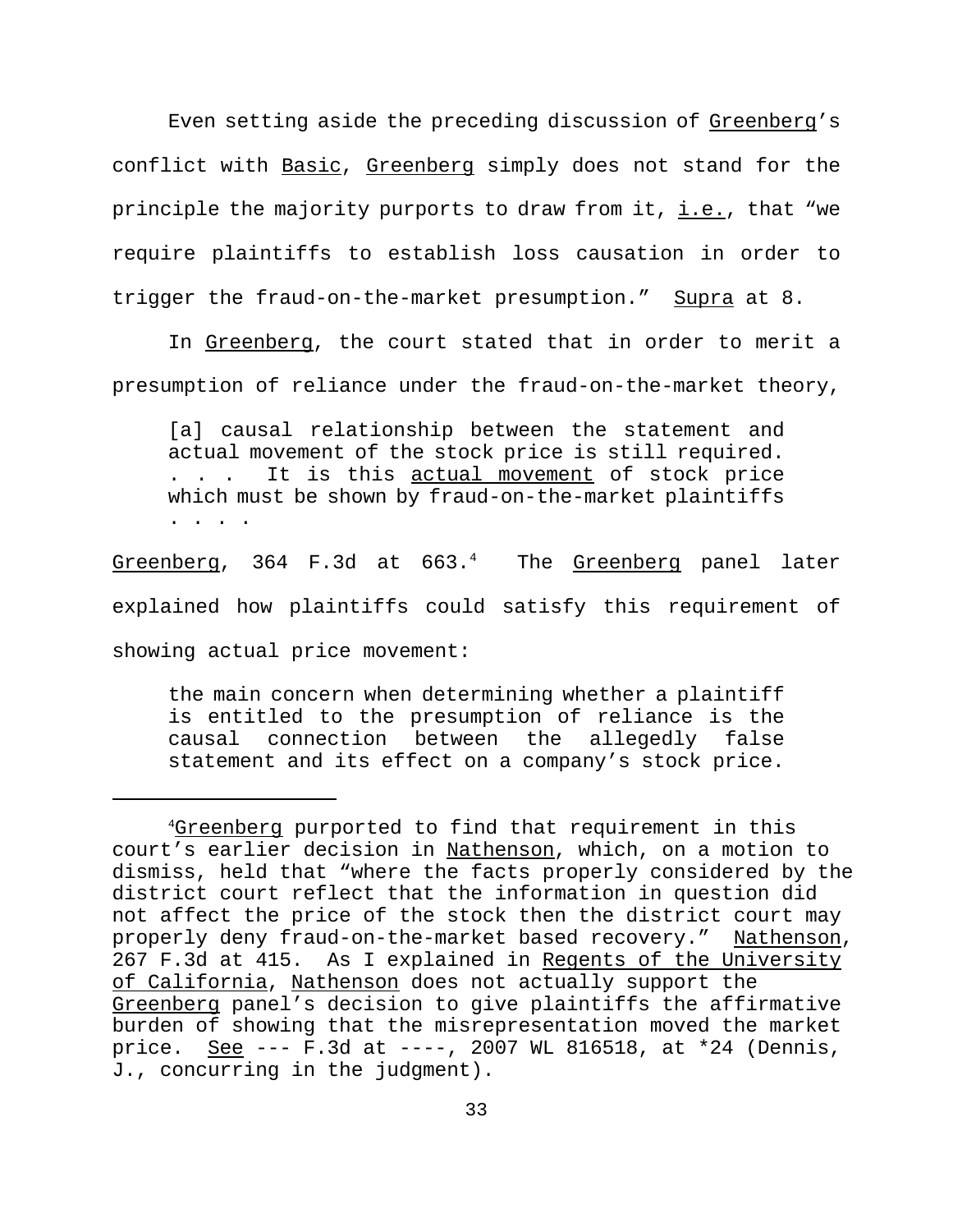Even setting aside the preceding discussion of _Greenberg_'s conflict with _Basic_, _Greenberg_ simply does not stand for the principle the majority purports to draw from it, _i.e._, that "we require plaintiffs to establish loss causation in order to trigger the fraud-on-the-market presumption." _Supra_ at 8.

In _Greenberg_, the court stated that in order to merit a presumption of reliance under the fraud-on-the-market theory,

> [a] causal relationship between the statement and actual movement of the stock price is still required. . . . It is this _actual movement_ of stock price which must be shown by fraud-on-the-market plaintiffs . . . .

_Greenberg_, 364 F.3d at 663.[4] The _Greenberg_ panel later explained how plaintiffs could satisfy this requirement of showing actual price movement:

> the main concern when determining whether a plaintiff is entitled to the presumption of reliance is the causal connection between the allegedly false statement and its effect on a company's stock price.

---

[4] _Greenberg_ purported to find that requirement in this court's earlier decision in _Nathenson_, which, on a motion to dismiss, held that "where the facts properly considered by the district court reflect that the information in question did not affect the price of the stock then the district court may properly deny fraud-on-the-market based recovery." _Nathenson_, 267 F.3d at 415. As I explained in _Regents of the University of California_, _Nathenson_ does not actually support the _Greenberg_ panel's decision to give plaintiffs the affirmative burden of showing that the misrepresentation moved the market price. _See_ --- F.3d at ----, 2007 WL 816518, at *24 (Dennis, J., concurring in the judgment).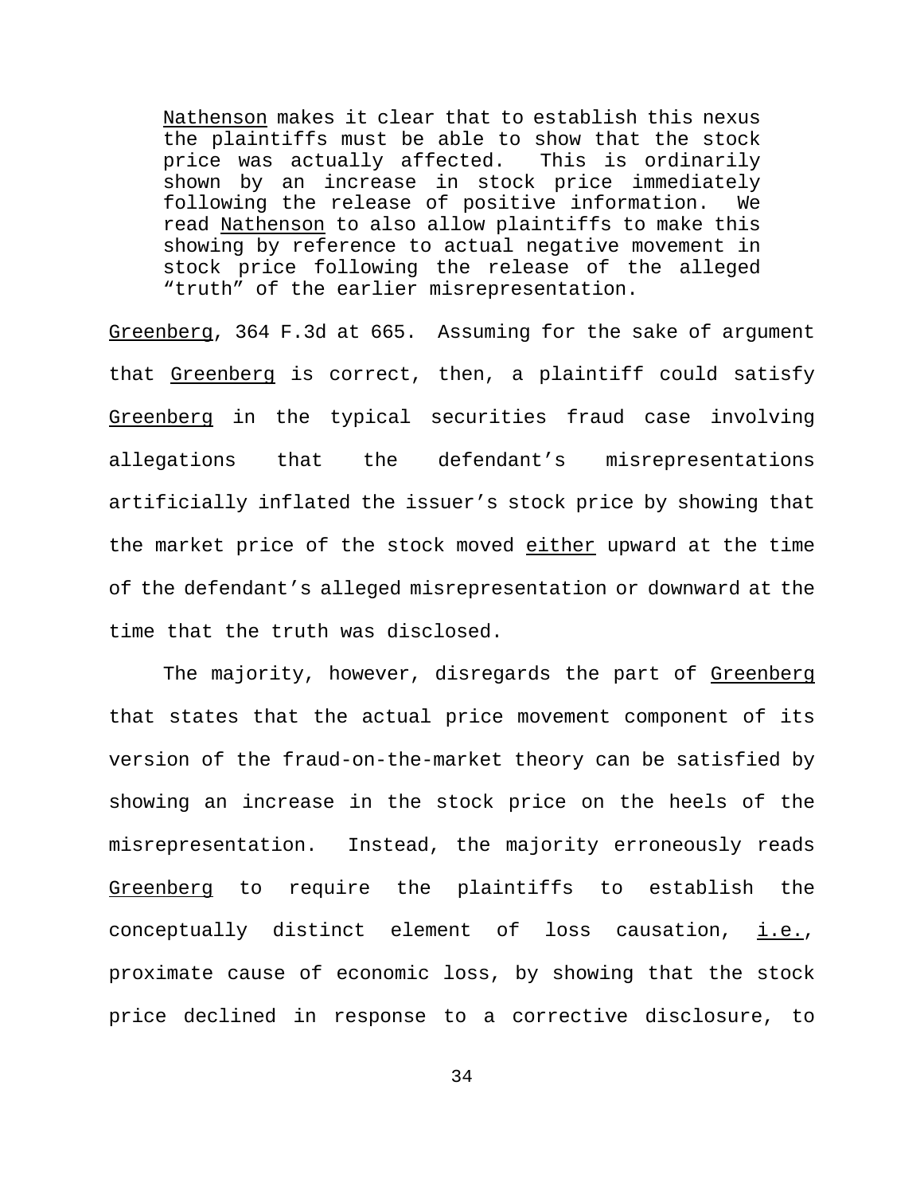> Nathenson makes it clear that to establish this nexus the plaintiffs must be able to show that the stock price was actually affected. This is ordinarily shown by an increase in stock price immediately following the release of positive information. We read Nathenson to also allow plaintiffs to make this showing by reference to actual negative movement in stock price following the release of the alleged "truth" of the earlier misrepresentation.

Greenberg, 364 F.3d at 665. Assuming for the sake of argument that Greenberg is correct, then, a plaintiff could satisfy Greenberg in the typical securities fraud case involving allegations that the defendant's misrepresentations artificially inflated the issuer's stock price by showing that the market price of the stock moved either upward at the time of the defendant's alleged misrepresentation or downward at the time that the truth was disclosed.

The majority, however, disregards the part of Greenberg that states that the actual price movement component of its version of the fraud-on-the-market theory can be satisfied by showing an increase in the stock price on the heels of the misrepresentation. Instead, the majority erroneously reads Greenberg to require the plaintiffs to establish the conceptually distinct element of loss causation, *i.e.*, proximate cause of economic loss, by showing that the stock price declined in response to a corrective disclosure, to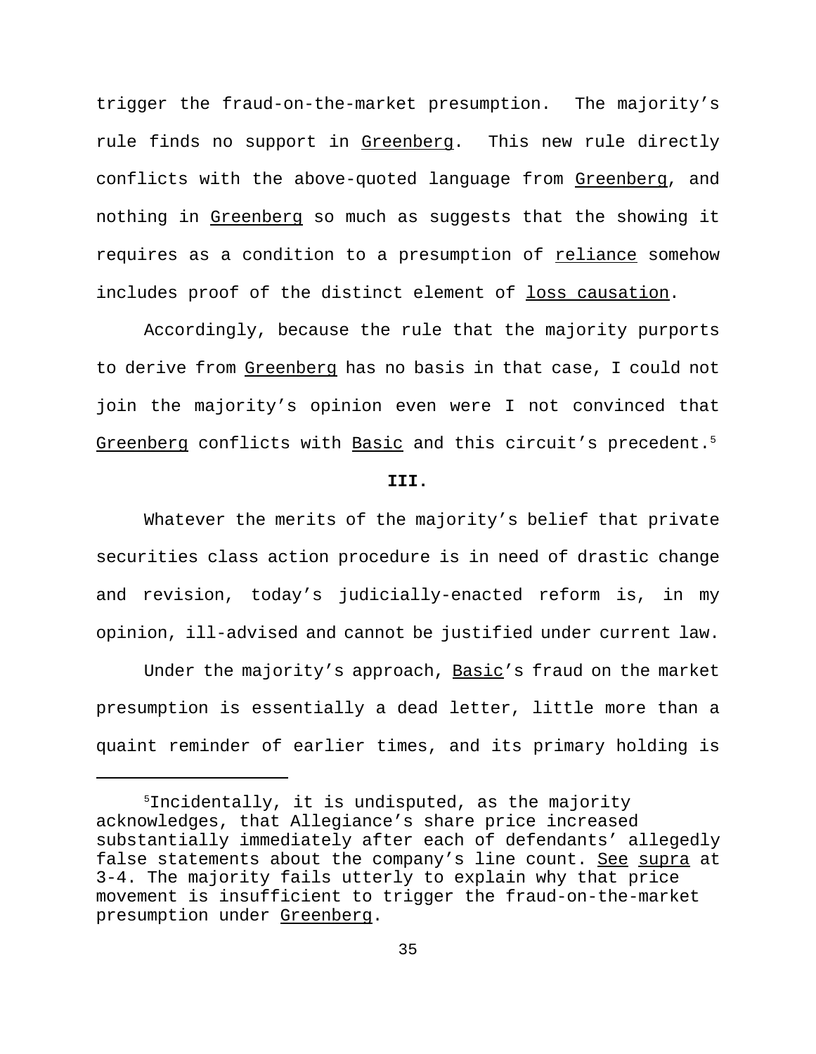trigger the fraud-on-the-market presumption. The majority's rule finds no support in Greenberg. This new rule directly conflicts with the above-quoted language from Greenberg, and nothing in Greenberg so much as suggests that the showing it requires as a condition to a presumption of reliance somehow includes proof of the distinct element of loss causation.

Accordingly, because the rule that the majority purports to derive from Greenberg has no basis in that case, I could not join the majority's opinion even were I not convinced that Greenberg conflicts with Basic and this circuit's precedent.[5]

**III.**

Whatever the merits of the majority's belief that private securities class action procedure is in need of drastic change and revision, today's judicially-enacted reform is, in my opinion, ill-advised and cannot be justified under current law.

Under the majority's approach, Basic's fraud on the market presumption is essentially a dead letter, little more than a quaint reminder of earlier times, and its primary holding is

---

[5]Incidentally, it is undisputed, as the majority acknowledges, that Allegiance's share price increased substantially immediately after each of defendants' allegedly false statements about the company's line count. See supra at 3-4. The majority fails utterly to explain why that price movement is insufficient to trigger the fraud-on-the-market presumption under Greenberg.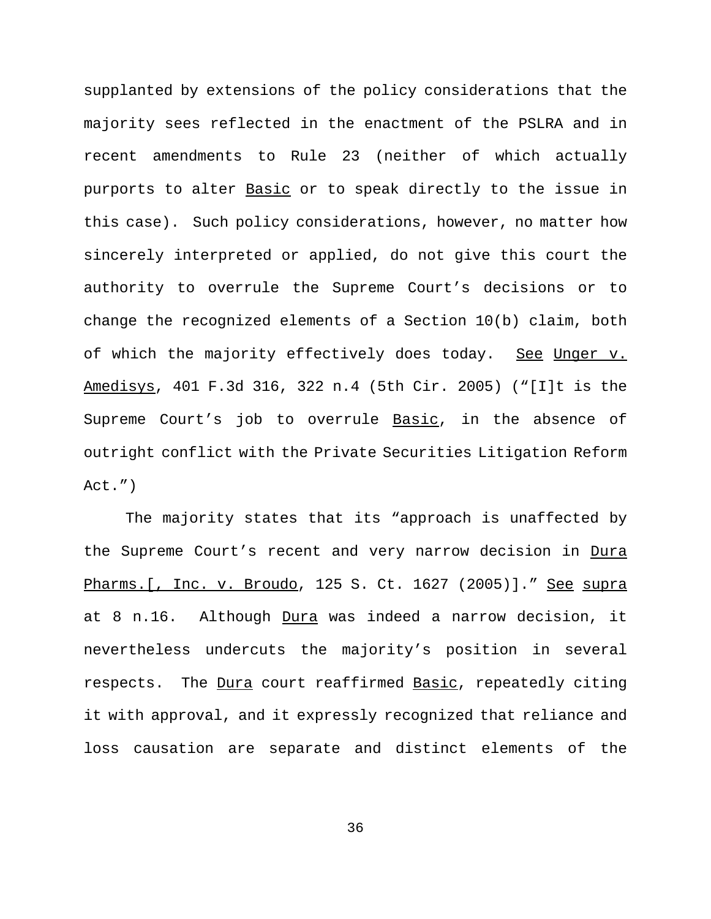supplanted by extensions of the policy considerations that the majority sees reflected in the enactment of the PSLRA and in recent amendments to Rule 23 (neither of which actually purports to alter Basic or to speak directly to the issue in this case). Such policy considerations, however, no matter how sincerely interpreted or applied, do not give this court the authority to overrule the Supreme Court's decisions or to change the recognized elements of a Section 10(b) claim, both of which the majority effectively does today. See Unger v. Amedisys, 401 F.3d 316, 322 n.4 (5th Cir. 2005) ("[I]t is the Supreme Court's job to overrule Basic, in the absence of outright conflict with the Private Securities Litigation Reform Act.")

The majority states that its "approach is unaffected by the Supreme Court's recent and very narrow decision in Dura Pharms.[, Inc. v. Broudo, 125 S. Ct. 1627 (2005)]." See supra at 8 n.16. Although Dura was indeed a narrow decision, it nevertheless undercuts the majority's position in several respects. The Dura court reaffirmed Basic, repeatedly citing it with approval, and it expressly recognized that reliance and loss causation are separate and distinct elements of the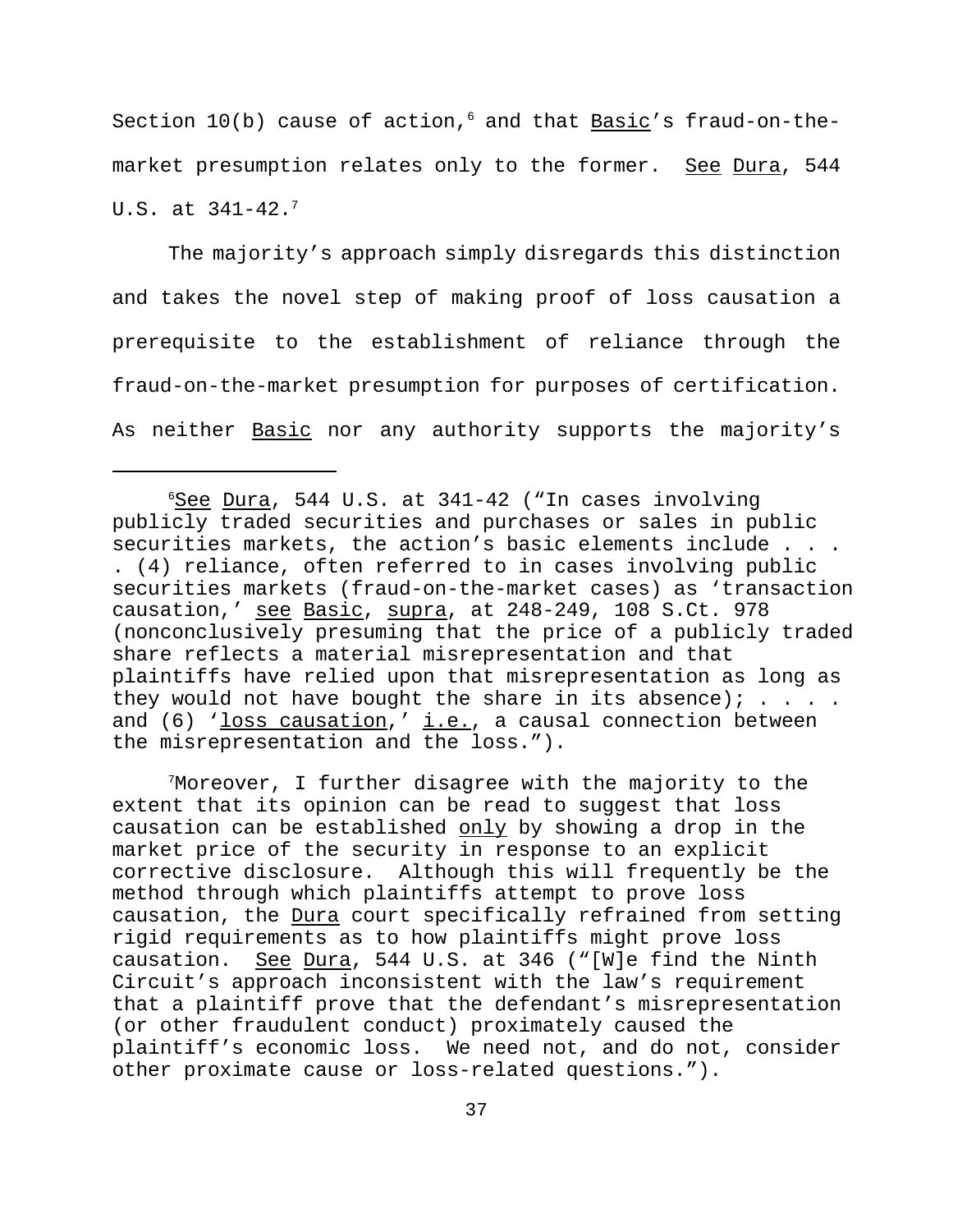Section 10(b) cause of action,[6] and that Basic's fraud-on-the-market presumption relates only to the former. See Dura, 544 U.S. at 341-42.[7]

The majority's approach simply disregards this distinction and takes the novel step of making proof of loss causation a prerequisite to the establishment of reliance through the fraud-on-the-market presumption for purposes of certification. As neither Basic nor any authority supports the majority's

---

[6] See Dura, 544 U.S. at 341-42 ("In cases involving publicly traded securities and purchases or sales in public securities markets, the action's basic elements include . . . . (4) reliance, often referred to in cases involving public securities markets (fraud-on-the-market cases) as 'transaction causation,' see Basic, supra, at 248-249, 108 S.Ct. 978 (nonconclusively presuming that the price of a publicly traded share reflects a material misrepresentation and that plaintiffs have relied upon that misrepresentation as long as they would not have bought the share in its absence); . . . . and (6) 'loss causation,' i.e., a causal connection between the misrepresentation and the loss.").

[7] Moreover, I further disagree with the majority to the extent that its opinion can be read to suggest that loss causation can be established only by showing a drop in the market price of the security in response to an explicit corrective disclosure. Although this will frequently be the method through which plaintiffs attempt to prove loss causation, the Dura court specifically refrained from setting rigid requirements as to how plaintiffs might prove loss causation. See Dura, 544 U.S. at 346 ("[W]e find the Ninth Circuit's approach inconsistent with the law's requirement that a plaintiff prove that the defendant's misrepresentation (or other fraudulent conduct) proximately caused the plaintiff's economic loss. We need not, and do not, consider other proximate cause or loss-related questions.").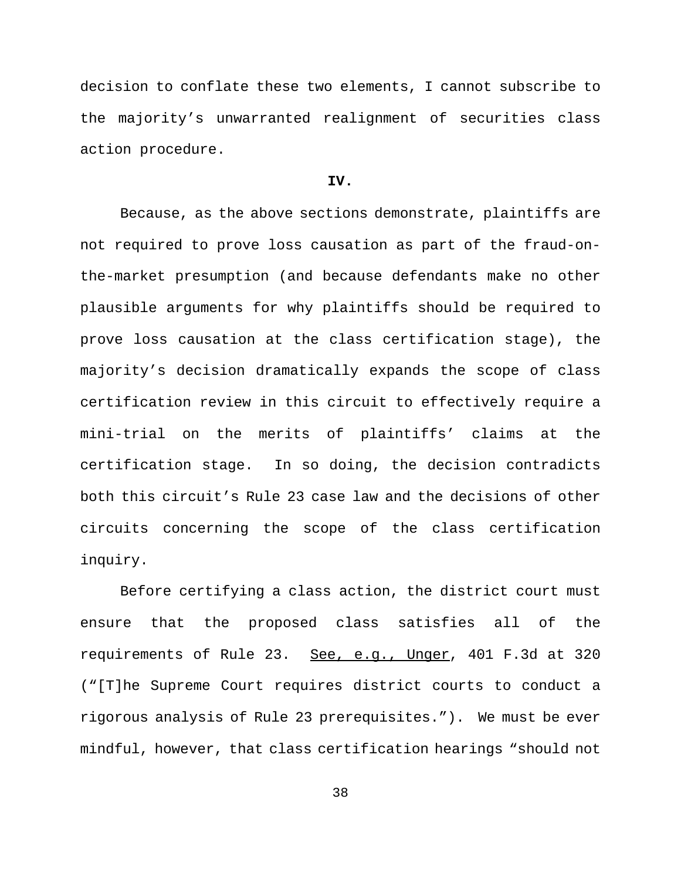decision to conflate these two elements, I cannot subscribe to the majority's unwarranted realignment of securities class action procedure.

**IV.**

Because, as the above sections demonstrate, plaintiffs are not required to prove loss causation as part of the fraud-on-the-market presumption (and because defendants make no other plausible arguments for why plaintiffs should be required to prove loss causation at the class certification stage), the majority's decision dramatically expands the scope of class certification review in this circuit to effectively require a mini-trial on the merits of plaintiffs' claims at the certification stage. In so doing, the decision contradicts both this circuit's Rule 23 case law and the decisions of other circuits concerning the scope of the class certification inquiry.

Before certifying a class action, the district court must ensure that the proposed class satisfies all of the requirements of Rule 23. See, e.g., Unger, 401 F.3d at 320 ("[T]he Supreme Court requires district courts to conduct a rigorous analysis of Rule 23 prerequisites."). We must be ever mindful, however, that class certification hearings "should not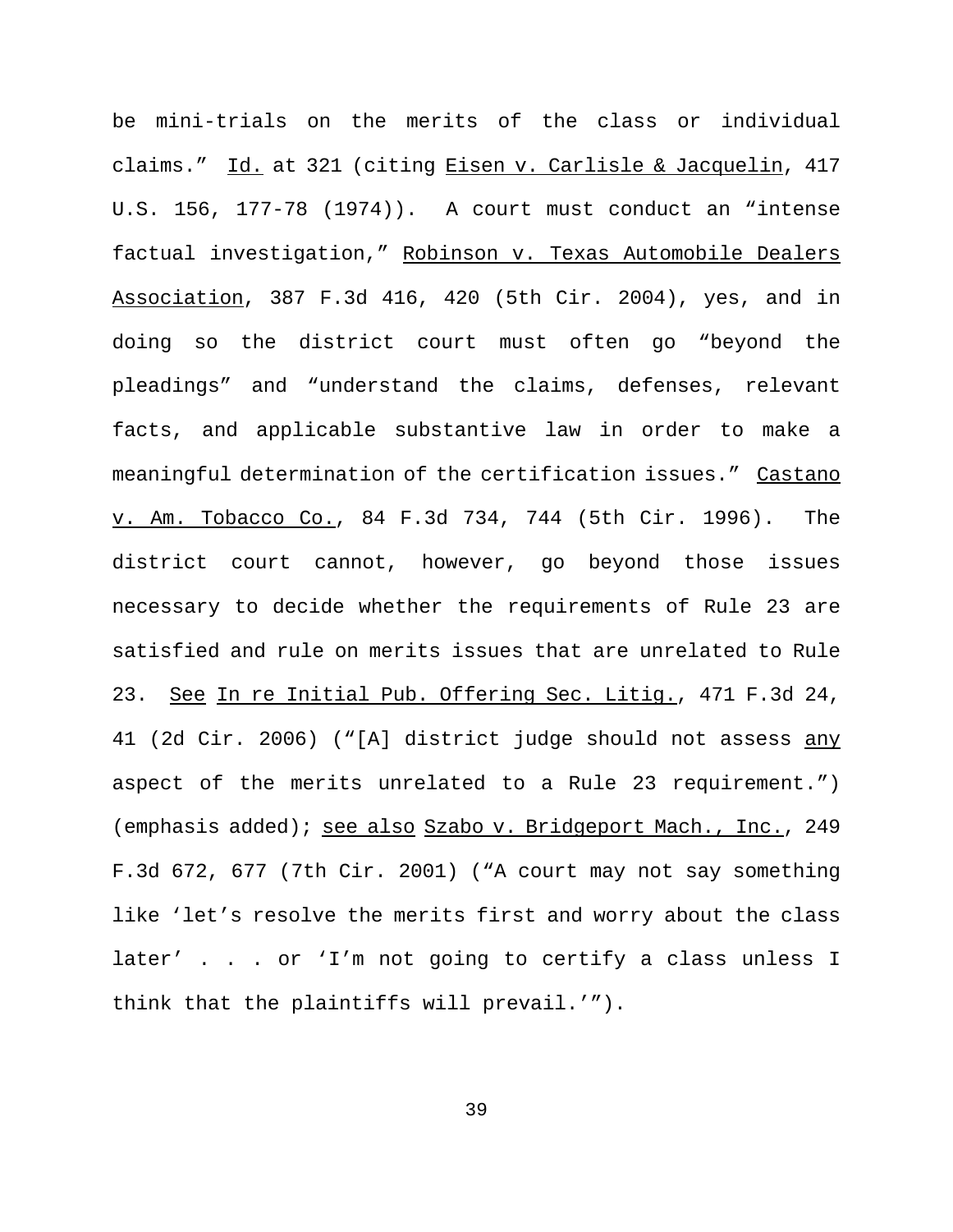be mini-trials on the merits of the class or individual claims." Id. at 321 (citing Eisen v. Carlisle & Jacquelin, 417 U.S. 156, 177-78 (1974)). A court must conduct an "intense factual investigation," Robinson v. Texas Automobile Dealers Association, 387 F.3d 416, 420 (5th Cir. 2004), yes, and in doing so the district court must often go "beyond the pleadings" and "understand the claims, defenses, relevant facts, and applicable substantive law in order to make a meaningful determination of the certification issues." Castano v. Am. Tobacco Co., 84 F.3d 734, 744 (5th Cir. 1996). The district court cannot, however, go beyond those issues necessary to decide whether the requirements of Rule 23 are satisfied and rule on merits issues that are unrelated to Rule 23. See In re Initial Pub. Offering Sec. Litig., 471 F.3d 24, 41 (2d Cir. 2006) ("[A] district judge should not assess any aspect of the merits unrelated to a Rule 23 requirement.") (emphasis added); see also Szabo v. Bridgeport Mach., Inc., 249 F.3d 672, 677 (7th Cir. 2001) ("A court may not say something like 'let's resolve the merits first and worry about the class later' . . . or 'I'm not going to certify a class unless I think that the plaintiffs will prevail.'").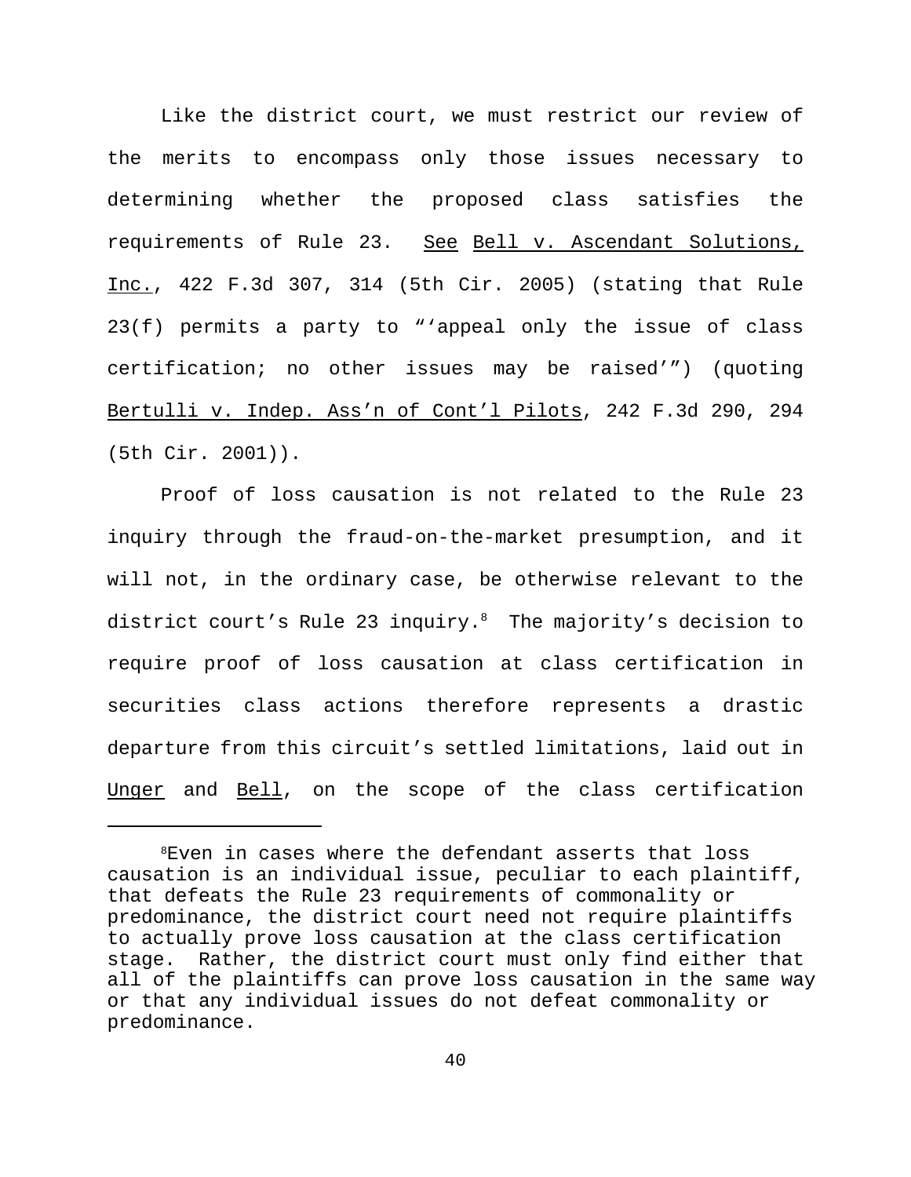Like the district court, we must restrict our review of the merits to encompass only those issues necessary to determining whether the proposed class satisfies the requirements of Rule 23. See Bell v. Ascendant Solutions, Inc., 422 F.3d 307, 314 (5th Cir. 2005) (stating that Rule 23(f) permits a party to "'appeal only the issue of class certification; no other issues may be raised'") (quoting Bertulli v. Indep. Ass'n of Cont'l Pilots, 242 F.3d 290, 294 (5th Cir. 2001)).

Proof of loss causation is not related to the Rule 23 inquiry through the fraud-on-the-market presumption, and it will not, in the ordinary case, be otherwise relevant to the district court's Rule 23 inquiry.[8] The majority's decision to require proof of loss causation at class certification in securities class actions therefore represents a drastic departure from this circuit's settled limitations, laid out in Unger and Bell, on the scope of the class certification

---

[8]Even in cases where the defendant asserts that loss causation is an individual issue, peculiar to each plaintiff, that defeats the Rule 23 requirements of commonality or predominance, the district court need not require plaintiffs to actually prove loss causation at the class certification stage. Rather, the district court must only find either that all of the plaintiffs can prove loss causation in the same way or that any individual issues do not defeat commonality or predominance.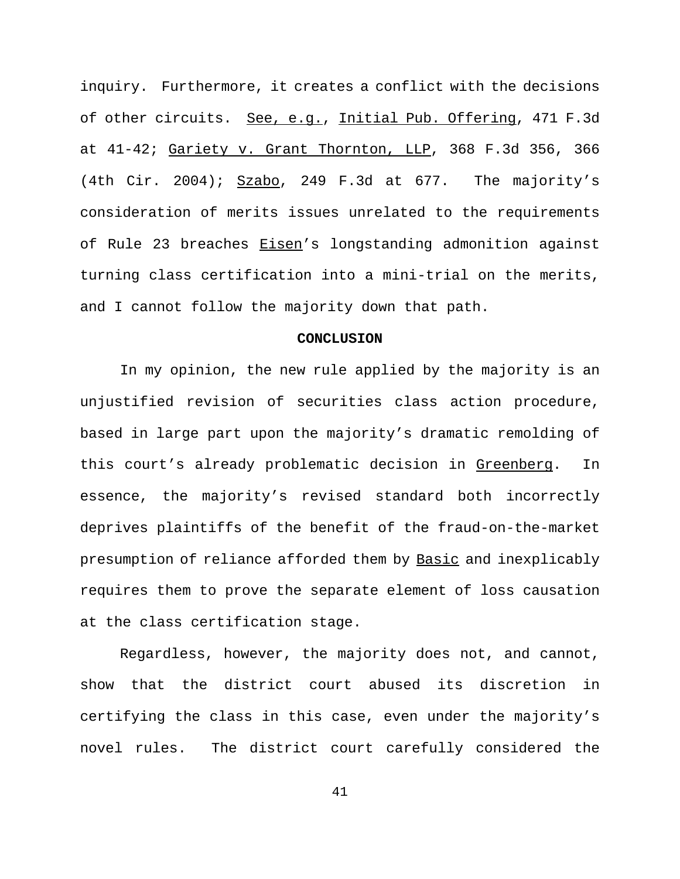inquiry. Furthermore, it creates a conflict with the decisions of other circuits. See, e.g., Initial Pub. Offering, 471 F.3d at 41-42; Gariety v. Grant Thornton, LLP, 368 F.3d 356, 366 (4th Cir. 2004); Szabo, 249 F.3d at 677. The majority's consideration of merits issues unrelated to the requirements of Rule 23 breaches Eisen's longstanding admonition against turning class certification into a mini-trial on the merits, and I cannot follow the majority down that path.

**CONCLUSION**

In my opinion, the new rule applied by the majority is an unjustified revision of securities class action procedure, based in large part upon the majority's dramatic remolding of this court's already problematic decision in Greenberg. In essence, the majority's revised standard both incorrectly deprives plaintiffs of the benefit of the fraud-on-the-market presumption of reliance afforded them by Basic and inexplicably requires them to prove the separate element of loss causation at the class certification stage.

Regardless, however, the majority does not, and cannot, show that the district court abused its discretion in certifying the class in this case, even under the majority's novel rules. The district court carefully considered the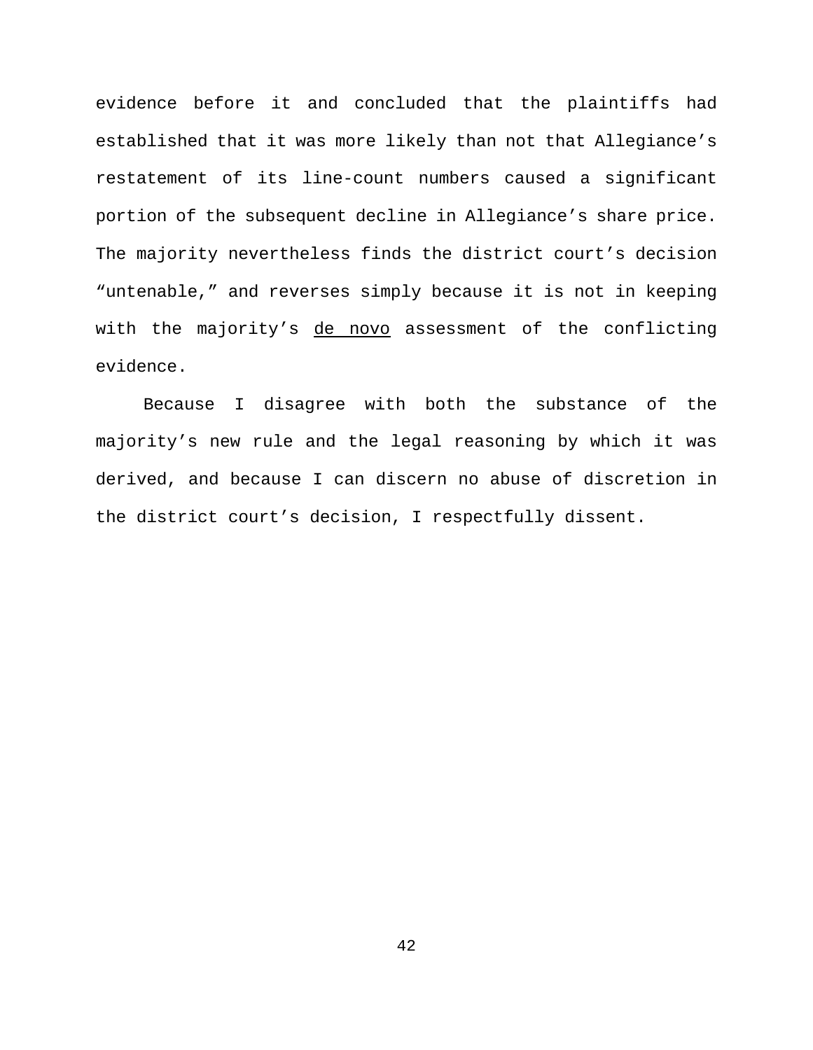evidence before it and concluded that the plaintiffs had established that it was more likely than not that Allegiance's restatement of its line-count numbers caused a significant portion of the subsequent decline in Allegiance's share price. The majority nevertheless finds the district court's decision "untenable," and reverses simply because it is not in keeping with the majority's de novo assessment of the conflicting evidence.

Because I disagree with both the substance of the majority's new rule and the legal reasoning by which it was derived, and because I can discern no abuse of discretion in the district court's decision, I respectfully dissent.